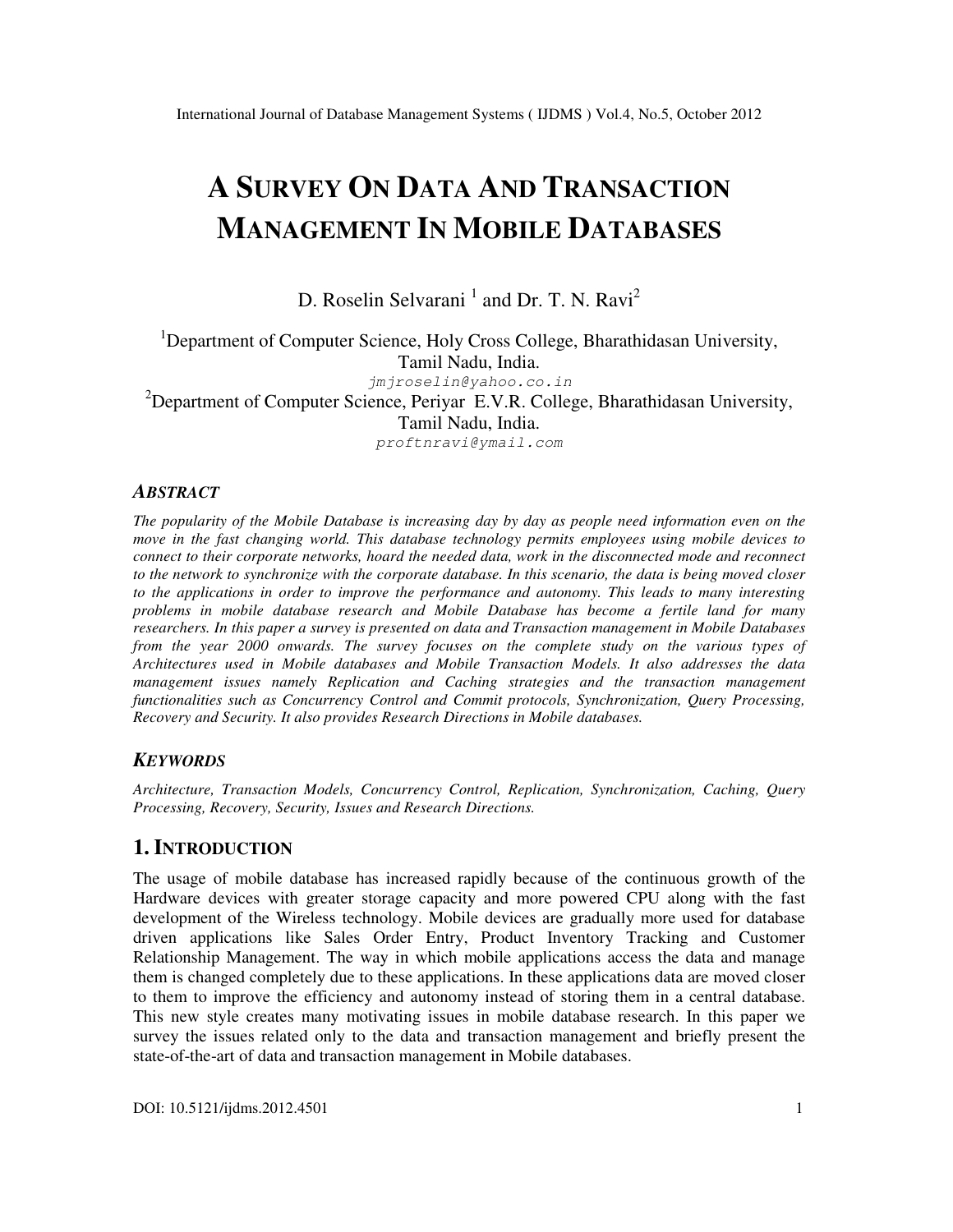# A SURVEY ON DATA AND TRANSACTION MANAGEMENT IN MOBILE DATABASES

D. Roselin Selvarani [1] and Dr. T. N. Ravi[2]

[1]Department of Computer Science, Holy Cross College, Bharathidasan University, Tamil Nadu, India.
jmjroselin@yahoo.co.in

[2]Department of Computer Science, Periyar E.V.R. College, Bharathidasan University, Tamil Nadu, India.
proftnravi@ymail.com

## ABSTRACT

*The popularity of the Mobile Database is increasing day by day as people need information even on the move in the fast changing world. This database technology permits employees using mobile devices to connect to their corporate networks, hoard the needed data, work in the disconnected mode and reconnect to the network to synchronize with the corporate database. In this scenario, the data is being moved closer to the applications in order to improve the performance and autonomy. This leads to many interesting problems in mobile database research and Mobile Database has become a fertile land for many researchers. In this paper a survey is presented on data and Transaction management in Mobile Databases from the year 2000 onwards. The survey focuses on the complete study on the various types of Architectures used in Mobile databases and Mobile Transaction Models. It also addresses the data management issues namely Replication and Caching strategies and the transaction management functionalities such as Concurrency Control and Commit protocols, Synchronization, Query Processing, Recovery and Security. It also provides Research Directions in Mobile databases.*

## KEYWORDS

*Architecture, Transaction Models, Concurrency Control, Replication, Synchronization, Caching, Query Processing, Recovery, Security, Issues and Research Directions.*

## 1. INTRODUCTION

The usage of mobile database has increased rapidly because of the continuous growth of the Hardware devices with greater storage capacity and more powered CPU along with the fast development of the Wireless technology. Mobile devices are gradually more used for database driven applications like Sales Order Entry, Product Inventory Tracking and Customer Relationship Management. The way in which mobile applications access the data and manage them is changed completely due to these applications. In these applications data are moved closer to them to improve the efficiency and autonomy instead of storing them in a central database. This new style creates many motivating issues in mobile database research. In this paper we survey the issues related only to the data and transaction management and briefly present the state-of-the-art of data and transaction management in Mobile databases.

DOI: 10.5121/ijdms.2012.4501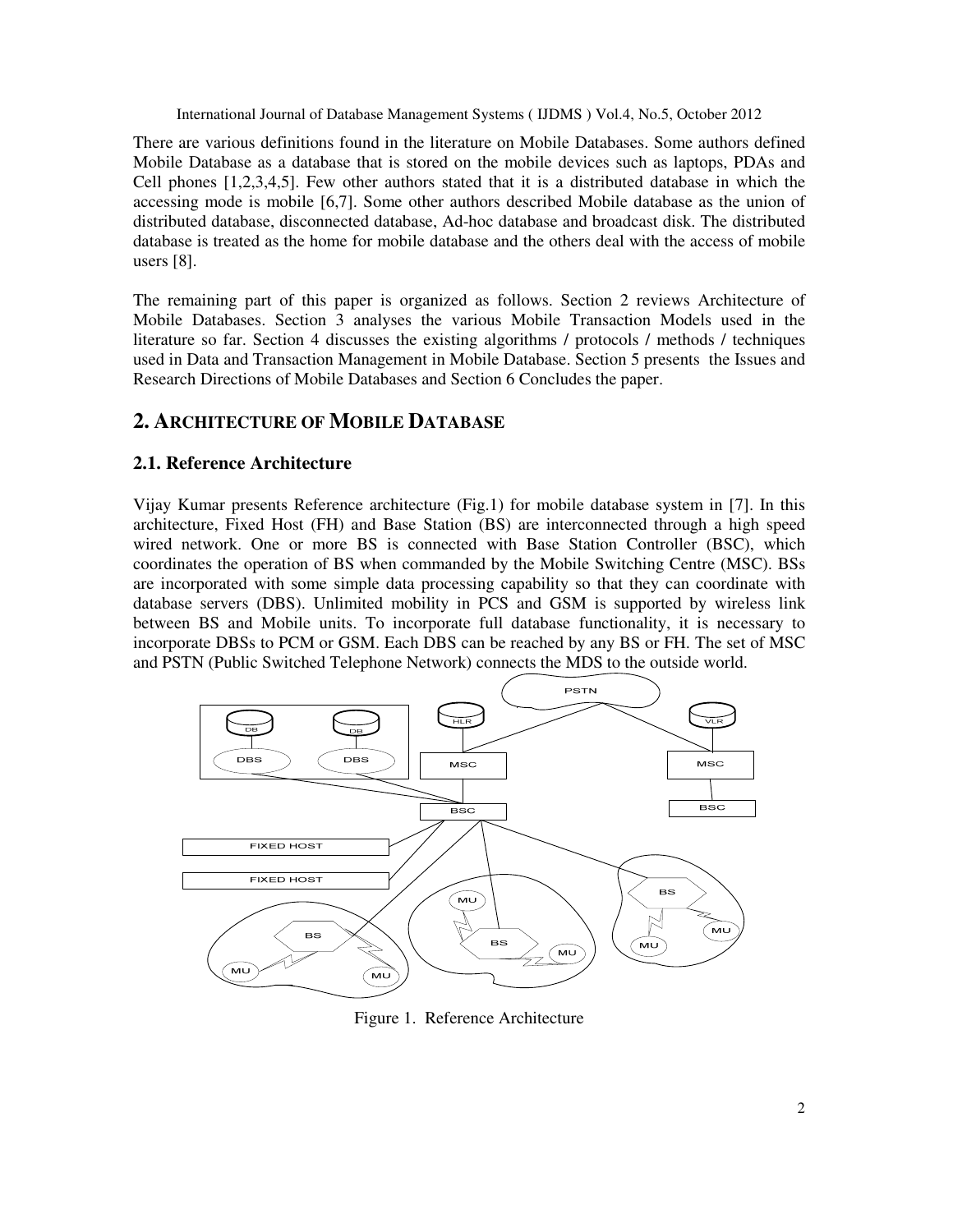There are various definitions found in the literature on Mobile Databases. Some authors defined Mobile Database as a database that is stored on the mobile devices such as laptops, PDAs and Cell phones [1,2,3,4,5]. Few other authors stated that it is a distributed database in which the accessing mode is mobile [6,7]. Some other authors described Mobile database as the union of distributed database, disconnected database, Ad-hoc database and broadcast disk. The distributed database is treated as the home for mobile database and the others deal with the access of mobile users [8].

The remaining part of this paper is organized as follows. Section 2 reviews Architecture of Mobile Databases. Section 3 analyses the various Mobile Transaction Models used in the literature so far. Section 4 discusses the existing algorithms / protocols / methods / techniques used in Data and Transaction Management in Mobile Database. Section 5 presents the Issues and Research Directions of Mobile Databases and Section 6 Concludes the paper.

## 2. ARCHITECTURE OF MOBILE DATABASE

### 2.1. Reference Architecture

Vijay Kumar presents Reference architecture (Fig.1) for mobile database system in [7]. In this architecture, Fixed Host (FH) and Base Station (BS) are interconnected through a high speed wired network. One or more BS is connected with Base Station Controller (BSC), which coordinates the operation of BS when commanded by the Mobile Switching Centre (MSC). BSs are incorporated with some simple data processing capability so that they can coordinate with database servers (DBS). Unlimited mobility in PCS and GSM is supported by wireless link between BS and Mobile units. To incorporate full database functionality, it is necessary to incorporate DBSs to PCM or GSM. Each DBS can be reached by any BS or FH. The set of MSC and PSTN (Public Switched Telephone Network) connects the MDS to the outside world.

Figure 1. Reference Architecture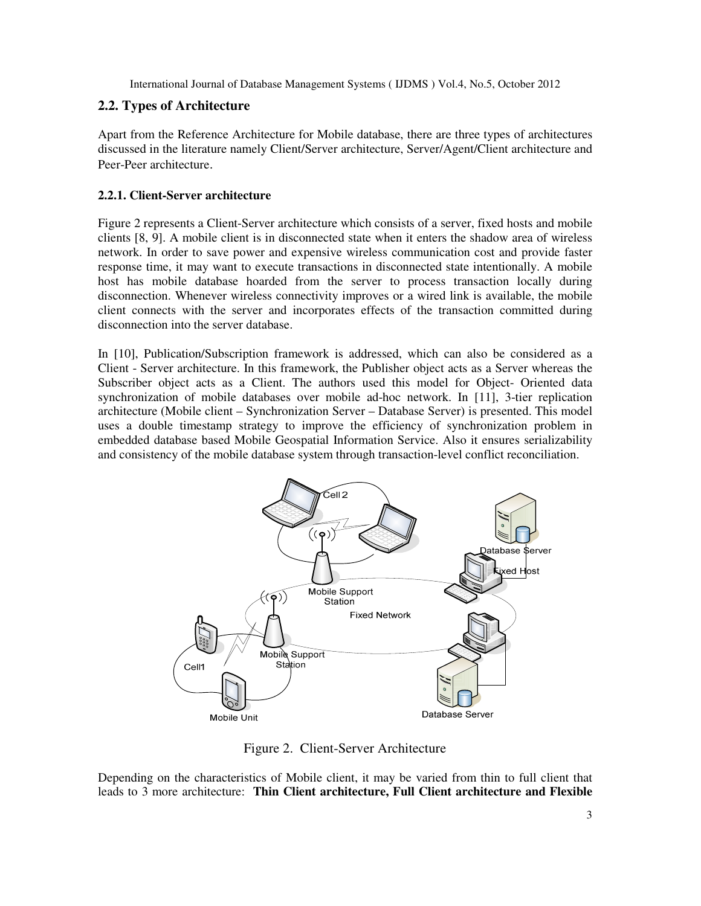## 2.2. Types of Architecture

Apart from the Reference Architecture for Mobile database, there are three types of architectures discussed in the literature namely Client/Server architecture, Server/Agent/Client architecture and Peer-Peer architecture.

### 2.2.1. Client-Server architecture

Figure 2 represents a Client-Server architecture which consists of a server, fixed hosts and mobile clients [8, 9]. A mobile client is in disconnected state when it enters the shadow area of wireless network. In order to save power and expensive wireless communication cost and provide faster response time, it may want to execute transactions in disconnected state intentionally. A mobile host has mobile database hoarded from the server to process transaction locally during disconnection. Whenever wireless connectivity improves or a wired link is available, the mobile client connects with the server and incorporates effects of the transaction committed during disconnection into the server database.

In [10], Publication/Subscription framework is addressed, which can also be considered as a Client - Server architecture. In this framework, the Publisher object acts as a Server whereas the Subscriber object acts as a Client. The authors used this model for Object- Oriented data synchronization of mobile databases over mobile ad-hoc network. In [11], 3-tier replication architecture (Mobile client – Synchronization Server – Database Server) is presented. This model uses a double timestamp strategy to improve the efficiency of synchronization problem in embedded database based Mobile Geospatial Information Service. Also it ensures serializability and consistency of the mobile database system through transaction-level conflict reconciliation.

Figure 2. Client-Server Architecture

Depending on the characteristics of Mobile client, it may be varied from thin to full client that leads to 3 more architecture: **Thin Client architecture, Full Client architecture and Flexible**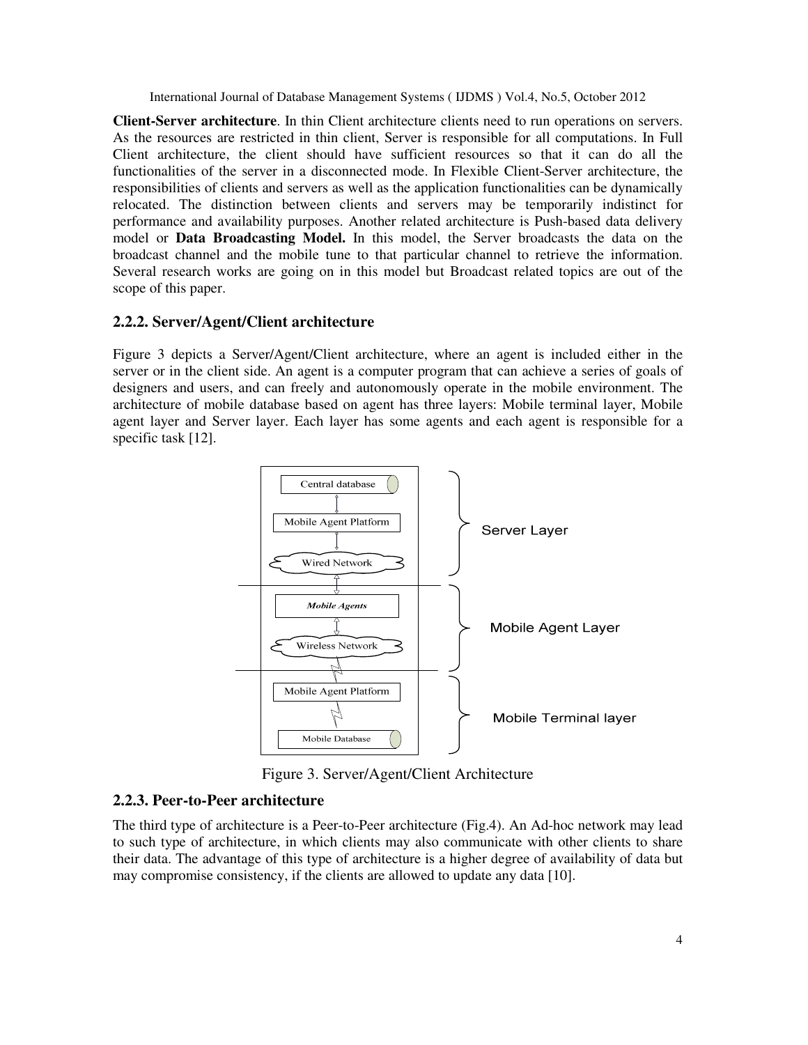**Client-Server architecture**. In thin Client architecture clients need to run operations on servers. As the resources are restricted in thin client, Server is responsible for all computations. In Full Client architecture, the client should have sufficient resources so that it can do all the functionalities of the server in a disconnected mode. In Flexible Client-Server architecture, the responsibilities of clients and servers as well as the application functionalities can be dynamically relocated. The distinction between clients and servers may be temporarily indistinct for performance and availability purposes. Another related architecture is Push-based data delivery model or **Data Broadcasting Model.** In this model, the Server broadcasts the data on the broadcast channel and the mobile tune to that particular channel to retrieve the information. Several research works are going on in this model but Broadcast related topics are out of the scope of this paper.

### 2.2.2. Server/Agent/Client architecture

Figure 3 depicts a Server/Agent/Client architecture, where an agent is included either in the server or in the client side. An agent is a computer program that can achieve a series of goals of designers and users, and can freely and autonomously operate in the mobile environment. The architecture of mobile database based on agent has three layers: Mobile terminal layer, Mobile agent layer and Server layer. Each layer has some agents and each agent is responsible for a specific task [12].

Figure 3. Server/Agent/Client Architecture

### 2.2.3. Peer-to-Peer architecture

The third type of architecture is a Peer-to-Peer architecture (Fig.4). An Ad-hoc network may lead to such type of architecture, in which clients may also communicate with other clients to share their data. The advantage of this type of architecture is a higher degree of availability of data but may compromise consistency, if the clients are allowed to update any data [10].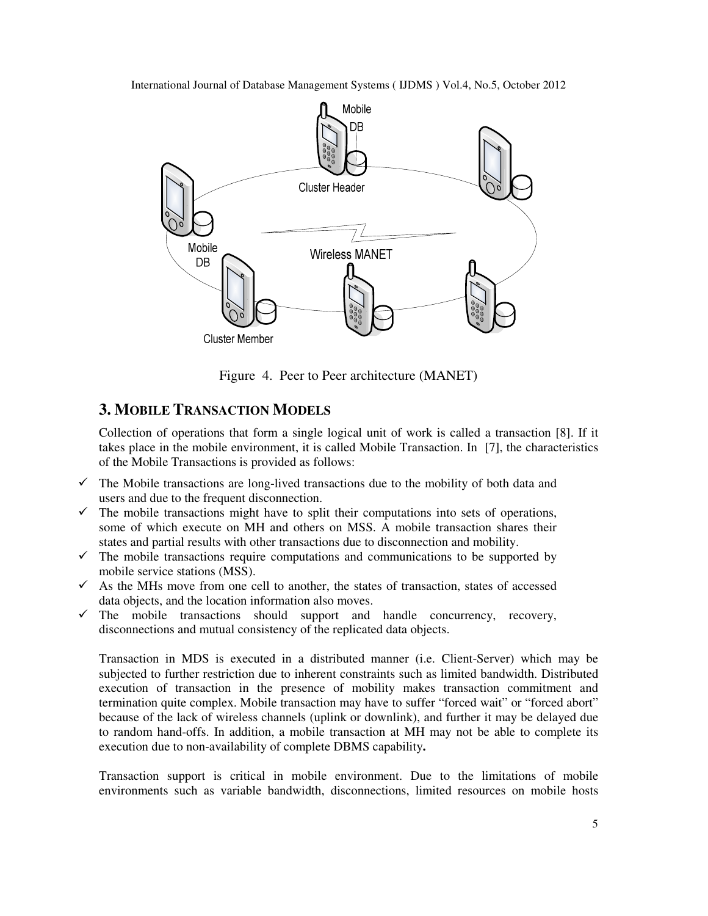Figure 4. Peer to Peer architecture (MANET)

## 3. MOBILE TRANSACTION MODELS

Collection of operations that form a single logical unit of work is called a transaction [8]. If it takes place in the mobile environment, it is called Mobile Transaction. In [7], the characteristics of the Mobile Transactions is provided as follows:

- ✓ The Mobile transactions are long-lived transactions due to the mobility of both data and users and due to the frequent disconnection.
- ✓ The mobile transactions might have to split their computations into sets of operations, some of which execute on MH and others on MSS. A mobile transaction shares their states and partial results with other transactions due to disconnection and mobility.
- ✓ The mobile transactions require computations and communications to be supported by mobile service stations (MSS).
- ✓ As the MHs move from one cell to another, the states of transaction, states of accessed data objects, and the location information also moves.
- ✓ The mobile transactions should support and handle concurrency, recovery, disconnections and mutual consistency of the replicated data objects.

Transaction in MDS is executed in a distributed manner (i.e. Client-Server) which may be subjected to further restriction due to inherent constraints such as limited bandwidth. Distributed execution of transaction in the presence of mobility makes transaction commitment and termination quite complex. Mobile transaction may have to suffer "forced wait" or "forced abort" because of the lack of wireless channels (uplink or downlink), and further it may be delayed due to random hand-offs. In addition, a mobile transaction at MH may not be able to complete its execution due to non-availability of complete DBMS capability**.**

Transaction support is critical in mobile environment. Due to the limitations of mobile environments such as variable bandwidth, disconnections, limited resources on mobile hosts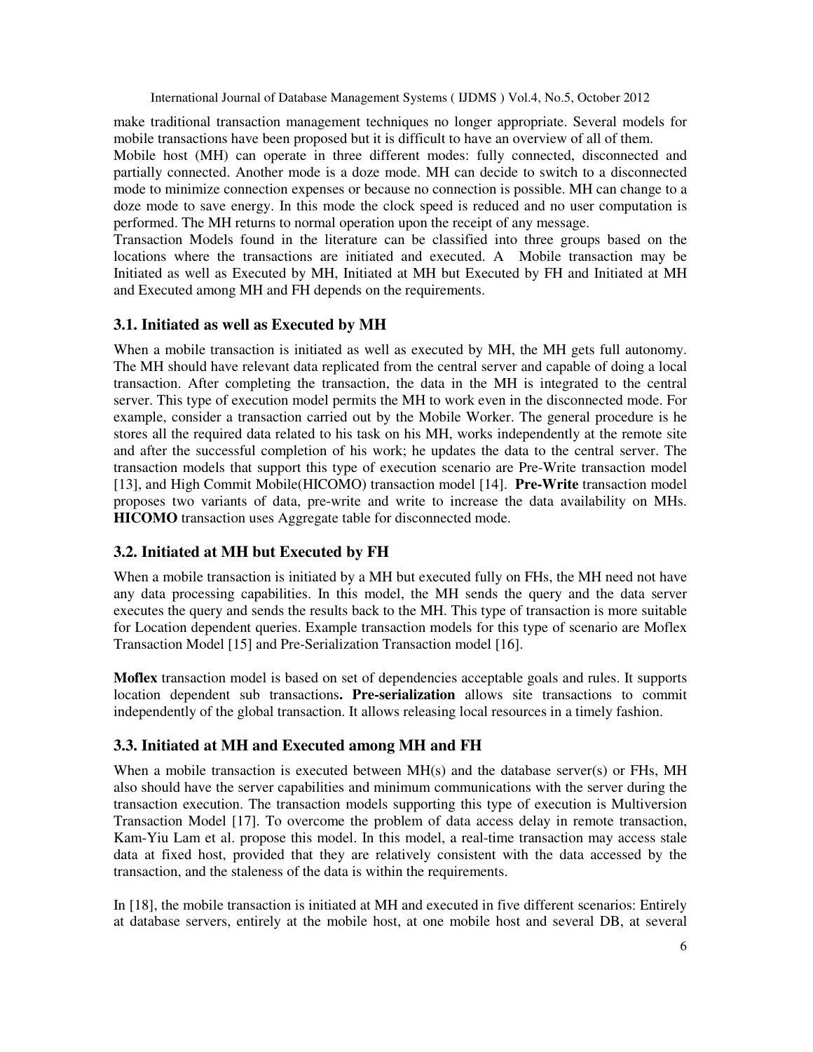make traditional transaction management techniques no longer appropriate. Several models for mobile transactions have been proposed but it is difficult to have an overview of all of them.

Mobile host (MH) can operate in three different modes: fully connected, disconnected and partially connected. Another mode is a doze mode. MH can decide to switch to a disconnected mode to minimize connection expenses or because no connection is possible. MH can change to a doze mode to save energy. In this mode the clock speed is reduced and no user computation is performed. The MH returns to normal operation upon the receipt of any message.

Transaction Models found in the literature can be classified into three groups based on the locations where the transactions are initiated and executed. A Mobile transaction may be Initiated as well as Executed by MH, Initiated at MH but Executed by FH and Initiated at MH and Executed among MH and FH depends on the requirements.

### 3.1. Initiated as well as Executed by MH

When a mobile transaction is initiated as well as executed by MH, the MH gets full autonomy. The MH should have relevant data replicated from the central server and capable of doing a local transaction. After completing the transaction, the data in the MH is integrated to the central server. This type of execution model permits the MH to work even in the disconnected mode. For example, consider a transaction carried out by the Mobile Worker. The general procedure is he stores all the required data related to his task on his MH, works independently at the remote site and after the successful completion of his work; he updates the data to the central server. The transaction models that support this type of execution scenario are Pre-Write transaction model [13], and High Commit Mobile(HICOMO) transaction model [14]. **Pre-Write** transaction model proposes two variants of data, pre-write and write to increase the data availability on MHs. **HICOMO** transaction uses Aggregate table for disconnected mode.

### 3.2. Initiated at MH but Executed by FH

When a mobile transaction is initiated by a MH but executed fully on FHs, the MH need not have any data processing capabilities. In this model, the MH sends the query and the data server executes the query and sends the results back to the MH. This type of transaction is more suitable for Location dependent queries. Example transaction models for this type of scenario are Moflex Transaction Model [15] and Pre-Serialization Transaction model [16].

**Moflex** transaction model is based on set of dependencies acceptable goals and rules. It supports location dependent sub transactions**.** **Pre-serialization** allows site transactions to commit independently of the global transaction. It allows releasing local resources in a timely fashion.

### 3.3. Initiated at MH and Executed among MH and FH

When a mobile transaction is executed between MH(s) and the database server(s) or FHs, MH also should have the server capabilities and minimum communications with the server during the transaction execution. The transaction models supporting this type of execution is Multiversion Transaction Model [17]. To overcome the problem of data access delay in remote transaction, Kam-Yiu Lam et al. propose this model. In this model, a real-time transaction may access stale data at fixed host, provided that they are relatively consistent with the data accessed by the transaction, and the staleness of the data is within the requirements.

In [18], the mobile transaction is initiated at MH and executed in five different scenarios: Entirely at database servers, entirely at the mobile host, at one mobile host and several DB, at several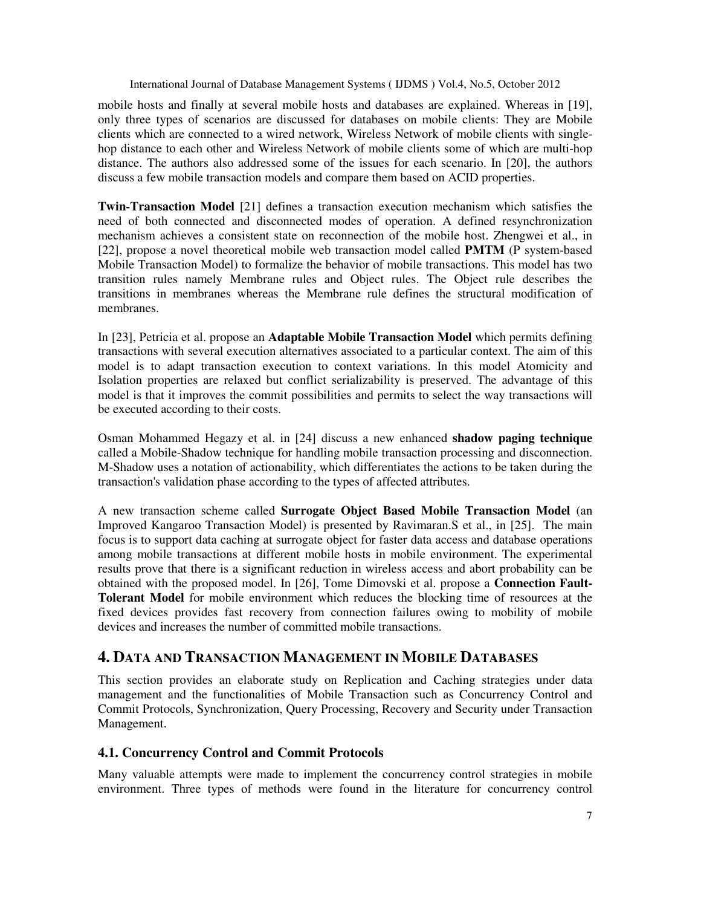mobile hosts and finally at several mobile hosts and databases are explained. Whereas in [19], only three types of scenarios are discussed for databases on mobile clients: They are Mobile clients which are connected to a wired network, Wireless Network of mobile clients with single-hop distance to each other and Wireless Network of mobile clients some of which are multi-hop distance. The authors also addressed some of the issues for each scenario. In [20], the authors discuss a few mobile transaction models and compare them based on ACID properties.

**Twin-Transaction Model** [21] defines a transaction execution mechanism which satisfies the need of both connected and disconnected modes of operation. A defined resynchronization mechanism achieves a consistent state on reconnection of the mobile host. Zhengwei et al., in [22], propose a novel theoretical mobile web transaction model called **PMTM** (P system-based Mobile Transaction Model) to formalize the behavior of mobile transactions. This model has two transition rules namely Membrane rules and Object rules. The Object rule describes the transitions in membranes whereas the Membrane rule defines the structural modification of membranes.

In [23], Petricia et al. propose an **Adaptable Mobile Transaction Model** which permits defining transactions with several execution alternatives associated to a particular context. The aim of this model is to adapt transaction execution to context variations. In this model Atomicity and Isolation properties are relaxed but conflict serializability is preserved. The advantage of this model is that it improves the commit possibilities and permits to select the way transactions will be executed according to their costs.

Osman Mohammed Hegazy et al. in [24] discuss a new enhanced **shadow paging technique** called a Mobile-Shadow technique for handling mobile transaction processing and disconnection. M-Shadow uses a notation of actionability, which differentiates the actions to be taken during the transaction's validation phase according to the types of affected attributes.

A new transaction scheme called **Surrogate Object Based Mobile Transaction Model** (an Improved Kangaroo Transaction Model) is presented by Ravimaran.S et al., in [25]. The main focus is to support data caching at surrogate object for faster data access and database operations among mobile transactions at different mobile hosts in mobile environment. The experimental results prove that there is a significant reduction in wireless access and abort probability can be obtained with the proposed model. In [26], Tome Dimovski et al. propose a **Connection Fault-Tolerant Model** for mobile environment which reduces the blocking time of resources at the fixed devices provides fast recovery from connection failures owing to mobility of mobile devices and increases the number of committed mobile transactions.

## 4. Data and Transaction Management in Mobile Databases

This section provides an elaborate study on Replication and Caching strategies under data management and the functionalities of Mobile Transaction such as Concurrency Control and Commit Protocols, Synchronization, Query Processing, Recovery and Security under Transaction Management.

### 4.1. Concurrency Control and Commit Protocols

Many valuable attempts were made to implement the concurrency control strategies in mobile environment. Three types of methods were found in the literature for concurrency control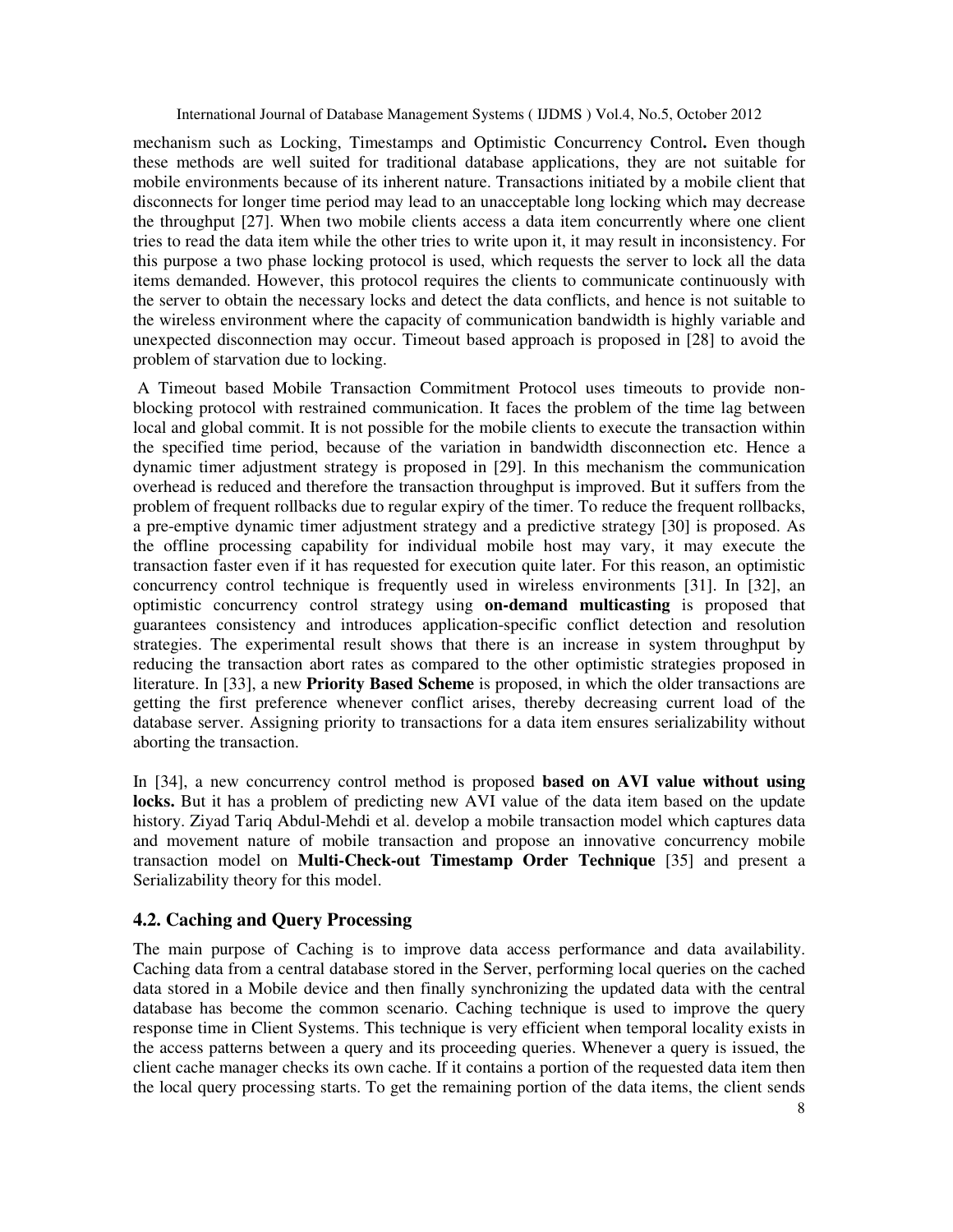mechanism such as Locking, Timestamps and Optimistic Concurrency Control**.** Even though these methods are well suited for traditional database applications, they are not suitable for mobile environments because of its inherent nature. Transactions initiated by a mobile client that disconnects for longer time period may lead to an unacceptable long locking which may decrease the throughput [27]. When two mobile clients access a data item concurrently where one client tries to read the data item while the other tries to write upon it, it may result in inconsistency. For this purpose a two phase locking protocol is used, which requests the server to lock all the data items demanded. However, this protocol requires the clients to communicate continuously with the server to obtain the necessary locks and detect the data conflicts, and hence is not suitable to the wireless environment where the capacity of communication bandwidth is highly variable and unexpected disconnection may occur. Timeout based approach is proposed in [28] to avoid the problem of starvation due to locking.

A Timeout based Mobile Transaction Commitment Protocol uses timeouts to provide non-blocking protocol with restrained communication. It faces the problem of the time lag between local and global commit. It is not possible for the mobile clients to execute the transaction within the specified time period, because of the variation in bandwidth disconnection etc. Hence a dynamic timer adjustment strategy is proposed in [29]. In this mechanism the communication overhead is reduced and therefore the transaction throughput is improved. But it suffers from the problem of frequent rollbacks due to regular expiry of the timer. To reduce the frequent rollbacks, a pre-emptive dynamic timer adjustment strategy and a predictive strategy [30] is proposed. As the offline processing capability for individual mobile host may vary, it may execute the transaction faster even if it has requested for execution quite later. For this reason, an optimistic concurrency control technique is frequently used in wireless environments [31]. In [32], an optimistic concurrency control strategy using **on-demand multicasting** is proposed that guarantees consistency and introduces application-specific conflict detection and resolution strategies. The experimental result shows that there is an increase in system throughput by reducing the transaction abort rates as compared to the other optimistic strategies proposed in literature. In [33], a new **Priority Based Scheme** is proposed, in which the older transactions are getting the first preference whenever conflict arises, thereby decreasing current load of the database server. Assigning priority to transactions for a data item ensures serializability without aborting the transaction.

In [34], a new concurrency control method is proposed **based on AVI value without using locks.** But it has a problem of predicting new AVI value of the data item based on the update history. Ziyad Tariq Abdul-Mehdi et al. develop a mobile transaction model which captures data and movement nature of mobile transaction and propose an innovative concurrency mobile transaction model on **Multi-Check-out Timestamp Order Technique** [35] and present a Serializability theory for this model.

## 4.2. Caching and Query Processing

The main purpose of Caching is to improve data access performance and data availability. Caching data from a central database stored in the Server, performing local queries on the cached data stored in a Mobile device and then finally synchronizing the updated data with the central database has become the common scenario. Caching technique is used to improve the query response time in Client Systems. This technique is very efficient when temporal locality exists in the access patterns between a query and its proceeding queries. Whenever a query is issued, the client cache manager checks its own cache. If it contains a portion of the requested data item then the local query processing starts. To get the remaining portion of the data items, the client sends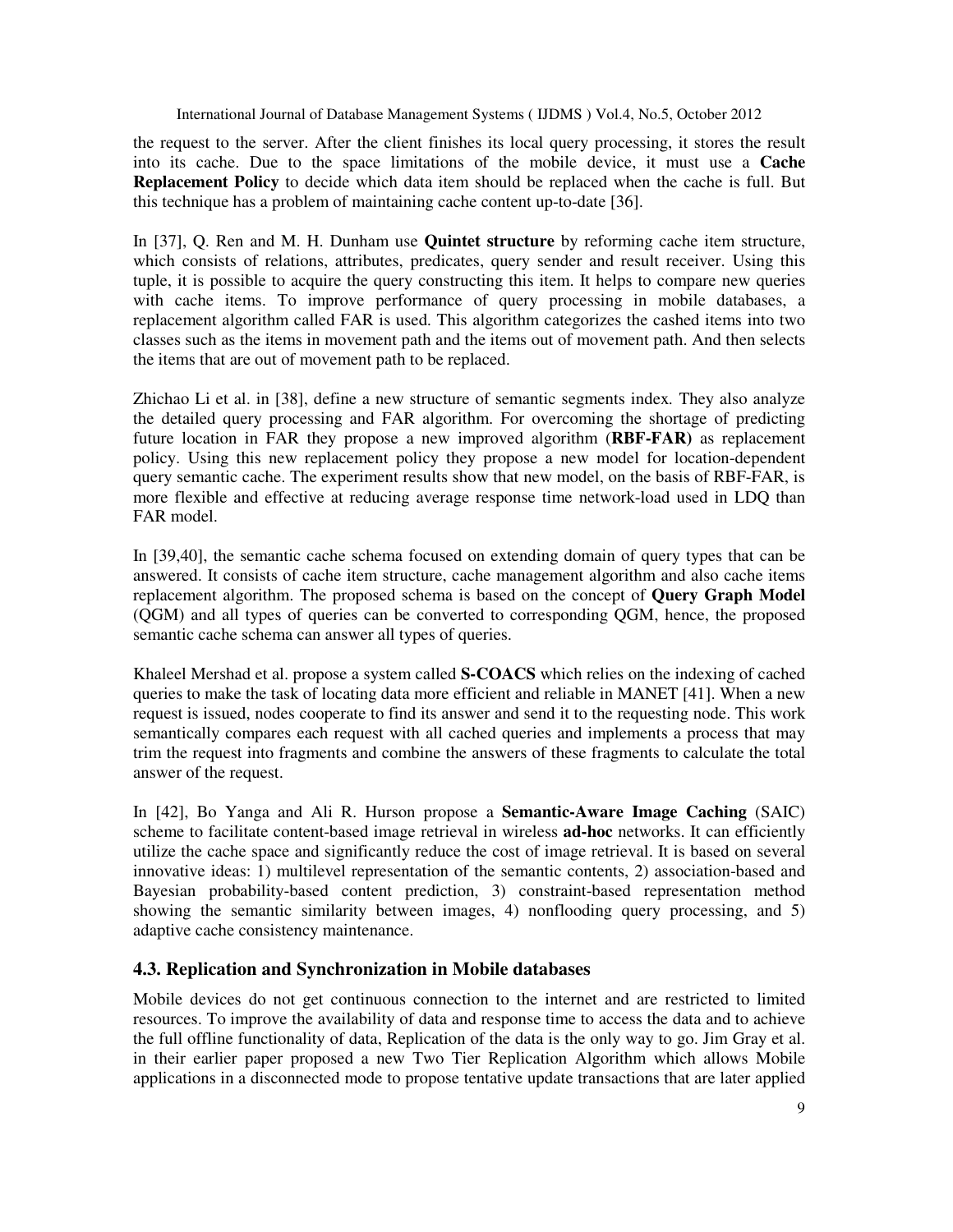the request to the server. After the client finishes its local query processing, it stores the result into its cache. Due to the space limitations of the mobile device, it must use a **Cache Replacement Policy** to decide which data item should be replaced when the cache is full. But this technique has a problem of maintaining cache content up-to-date [36].

In [37], Q. Ren and M. H. Dunham use **Quintet structure** by reforming cache item structure, which consists of relations, attributes, predicates, query sender and result receiver. Using this tuple, it is possible to acquire the query constructing this item. It helps to compare new queries with cache items. To improve performance of query processing in mobile databases, a replacement algorithm called FAR is used. This algorithm categorizes the cashed items into two classes such as the items in movement path and the items out of movement path. And then selects the items that are out of movement path to be replaced.

Zhichao Li et al. in [38], define a new structure of semantic segments index. They also analyze the detailed query processing and FAR algorithm. For overcoming the shortage of predicting future location in FAR they propose a new improved algorithm (**RBF-FAR)** as replacement policy. Using this new replacement policy they propose a new model for location-dependent query semantic cache. The experiment results show that new model, on the basis of RBF-FAR, is more flexible and effective at reducing average response time network-load used in LDQ than FAR model.

In [39,40], the semantic cache schema focused on extending domain of query types that can be answered. It consists of cache item structure, cache management algorithm and also cache items replacement algorithm. The proposed schema is based on the concept of **Query Graph Model** (QGM) and all types of queries can be converted to corresponding QGM, hence, the proposed semantic cache schema can answer all types of queries.

Khaleel Mershad et al. propose a system called **S-COACS** which relies on the indexing of cached queries to make the task of locating data more efficient and reliable in MANET [41]. When a new request is issued, nodes cooperate to find its answer and send it to the requesting node. This work semantically compares each request with all cached queries and implements a process that may trim the request into fragments and combine the answers of these fragments to calculate the total answer of the request.

In [42], Bo Yanga and Ali R. Hurson propose a **Semantic-Aware Image Caching** (SAIC) scheme to facilitate content-based image retrieval in wireless **ad-hoc** networks. It can efficiently utilize the cache space and significantly reduce the cost of image retrieval. It is based on several innovative ideas: 1) multilevel representation of the semantic contents, 2) association-based and Bayesian probability-based content prediction, 3) constraint-based representation method showing the semantic similarity between images, 4) nonflooding query processing, and 5) adaptive cache consistency maintenance.

### 4.3. Replication and Synchronization in Mobile databases

Mobile devices do not get continuous connection to the internet and are restricted to limited resources. To improve the availability of data and response time to access the data and to achieve the full offline functionality of data, Replication of the data is the only way to go. Jim Gray et al. in their earlier paper proposed a new Two Tier Replication Algorithm which allows Mobile applications in a disconnected mode to propose tentative update transactions that are later applied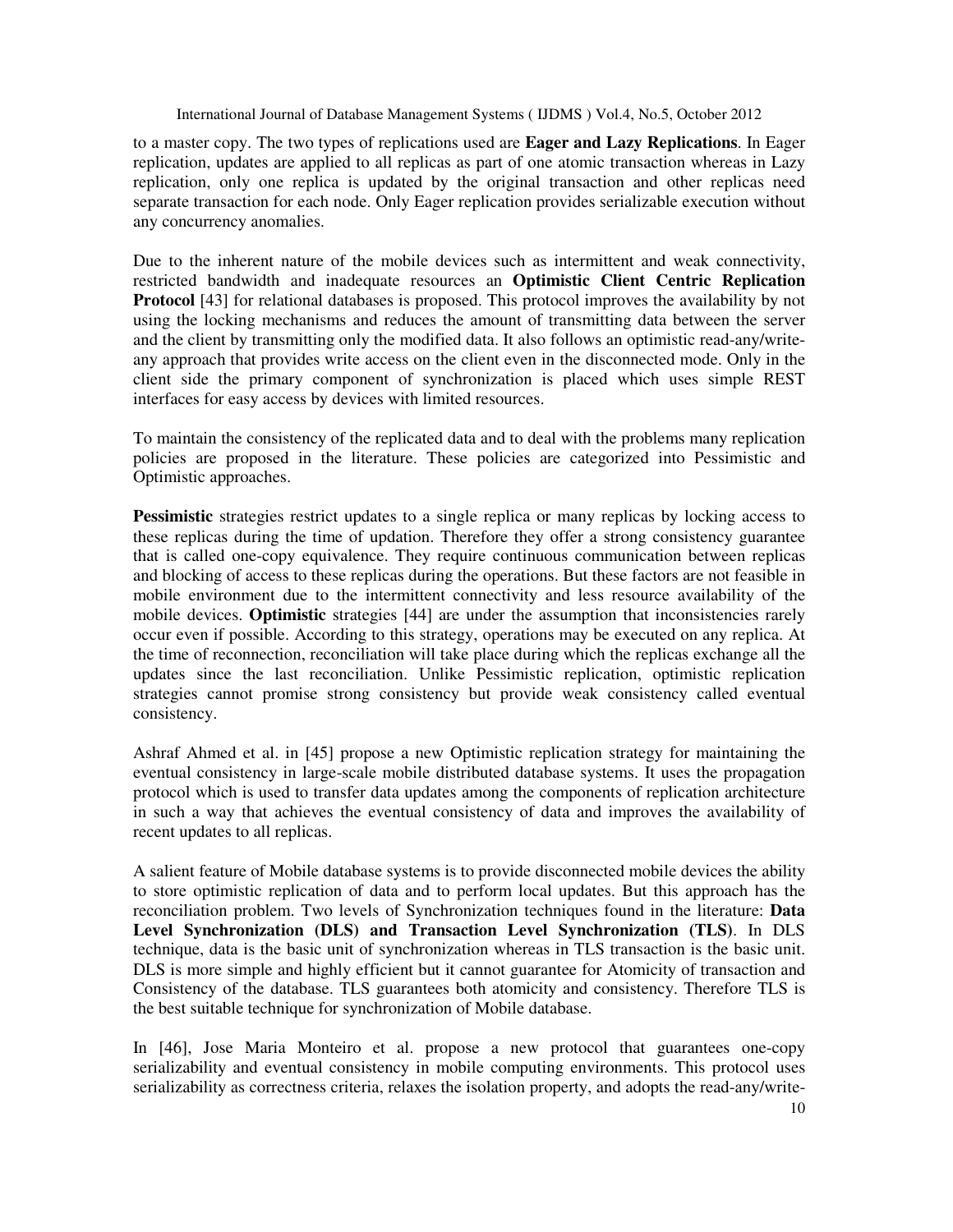to a master copy. The two types of replications used are **Eager and Lazy Replications**. In Eager replication, updates are applied to all replicas as part of one atomic transaction whereas in Lazy replication, only one replica is updated by the original transaction and other replicas need separate transaction for each node. Only Eager replication provides serializable execution without any concurrency anomalies.

Due to the inherent nature of the mobile devices such as intermittent and weak connectivity, restricted bandwidth and inadequate resources an **Optimistic Client Centric Replication Protocol** [43] for relational databases is proposed. This protocol improves the availability by not using the locking mechanisms and reduces the amount of transmitting data between the server and the client by transmitting only the modified data. It also follows an optimistic read-any/write-any approach that provides write access on the client even in the disconnected mode. Only in the client side the primary component of synchronization is placed which uses simple REST interfaces for easy access by devices with limited resources.

To maintain the consistency of the replicated data and to deal with the problems many replication policies are proposed in the literature. These policies are categorized into Pessimistic and Optimistic approaches.

**Pessimistic** strategies restrict updates to a single replica or many replicas by locking access to these replicas during the time of updation. Therefore they offer a strong consistency guarantee that is called one-copy equivalence. They require continuous communication between replicas and blocking of access to these replicas during the operations. But these factors are not feasible in mobile environment due to the intermittent connectivity and less resource availability of the mobile devices. **Optimistic** strategies [44] are under the assumption that inconsistencies rarely occur even if possible. According to this strategy, operations may be executed on any replica. At the time of reconnection, reconciliation will take place during which the replicas exchange all the updates since the last reconciliation. Unlike Pessimistic replication, optimistic replication strategies cannot promise strong consistency but provide weak consistency called eventual consistency.

Ashraf Ahmed et al. in [45] propose a new Optimistic replication strategy for maintaining the eventual consistency in large-scale mobile distributed database systems. It uses the propagation protocol which is used to transfer data updates among the components of replication architecture in such a way that achieves the eventual consistency of data and improves the availability of recent updates to all replicas.

A salient feature of Mobile database systems is to provide disconnected mobile devices the ability to store optimistic replication of data and to perform local updates. But this approach has the reconciliation problem. Two levels of Synchronization techniques found in the literature: **Data Level Synchronization (DLS) and Transaction Level Synchronization (TLS)**. In DLS technique, data is the basic unit of synchronization whereas in TLS transaction is the basic unit. DLS is more simple and highly efficient but it cannot guarantee for Atomicity of transaction and Consistency of the database. TLS guarantees both atomicity and consistency. Therefore TLS is the best suitable technique for synchronization of Mobile database.

In [46], Jose Maria Monteiro et al. propose a new protocol that guarantees one-copy serializability and eventual consistency in mobile computing environments. This protocol uses serializability as correctness criteria, relaxes the isolation property, and adopts the read-any/write-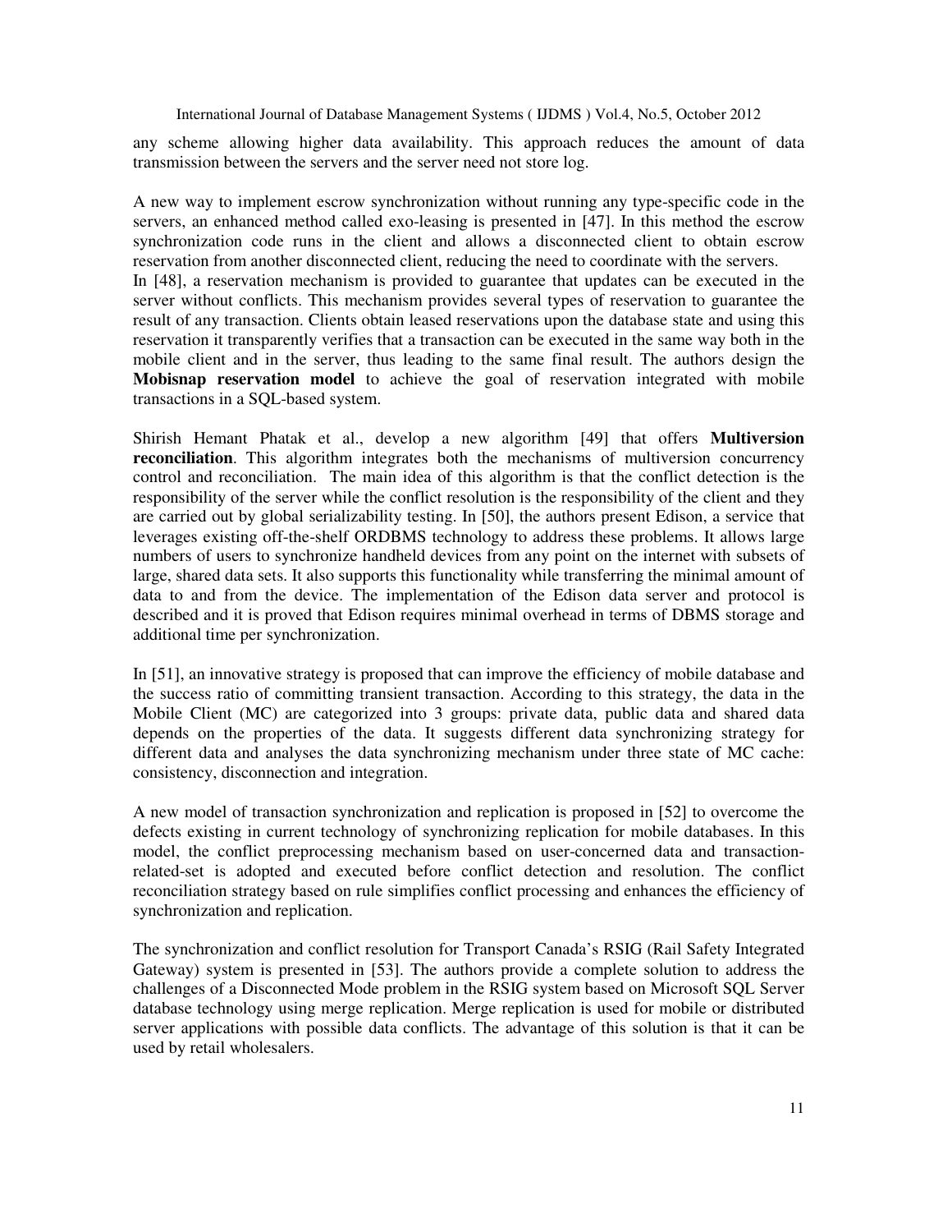any scheme allowing higher data availability. This approach reduces the amount of data transmission between the servers and the server need not store log.

A new way to implement escrow synchronization without running any type-specific code in the servers, an enhanced method called exo-leasing is presented in [47]. In this method the escrow synchronization code runs in the client and allows a disconnected client to obtain escrow reservation from another disconnected client, reducing the need to coordinate with the servers.
In [48], a reservation mechanism is provided to guarantee that updates can be executed in the server without conflicts. This mechanism provides several types of reservation to guarantee the result of any transaction. Clients obtain leased reservations upon the database state and using this reservation it transparently verifies that a transaction can be executed in the same way both in the mobile client and in the server, thus leading to the same final result. The authors design the **Mobisnap reservation model** to achieve the goal of reservation integrated with mobile transactions in a SQL-based system.

Shirish Hemant Phatak et al., develop a new algorithm [49] that offers **Multiversion reconciliation**. This algorithm integrates both the mechanisms of multiversion concurrency control and reconciliation. The main idea of this algorithm is that the conflict detection is the responsibility of the server while the conflict resolution is the responsibility of the client and they are carried out by global serializability testing. In [50], the authors present Edison, a service that leverages existing off-the-shelf ORDBMS technology to address these problems. It allows large numbers of users to synchronize handheld devices from any point on the internet with subsets of large, shared data sets. It also supports this functionality while transferring the minimal amount of data to and from the device. The implementation of the Edison data server and protocol is described and it is proved that Edison requires minimal overhead in terms of DBMS storage and additional time per synchronization.

In [51], an innovative strategy is proposed that can improve the efficiency of mobile database and the success ratio of committing transient transaction. According to this strategy, the data in the Mobile Client (MC) are categorized into 3 groups: private data, public data and shared data depends on the properties of the data. It suggests different data synchronizing strategy for different data and analyses the data synchronizing mechanism under three state of MC cache: consistency, disconnection and integration.

A new model of transaction synchronization and replication is proposed in [52] to overcome the defects existing in current technology of synchronizing replication for mobile databases. In this model, the conflict preprocessing mechanism based on user-concerned data and transaction-related-set is adopted and executed before conflict detection and resolution. The conflict reconciliation strategy based on rule simplifies conflict processing and enhances the efficiency of synchronization and replication.

The synchronization and conflict resolution for Transport Canada's RSIG (Rail Safety Integrated Gateway) system is presented in [53]. The authors provide a complete solution to address the challenges of a Disconnected Mode problem in the RSIG system based on Microsoft SQL Server database technology using merge replication. Merge replication is used for mobile or distributed server applications with possible data conflicts. The advantage of this solution is that it can be used by retail wholesalers.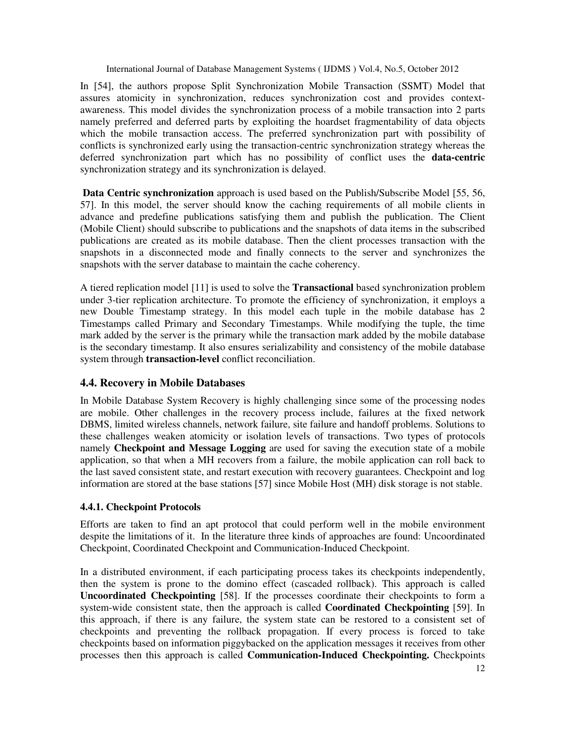In [54], the authors propose Split Synchronization Mobile Transaction (SSMT) Model that assures atomicity in synchronization, reduces synchronization cost and provides context-awareness. This model divides the synchronization process of a mobile transaction into 2 parts namely preferred and deferred parts by exploiting the hoardset fragmentability of data objects which the mobile transaction access. The preferred synchronization part with possibility of conflicts is synchronized early using the transaction-centric synchronization strategy whereas the deferred synchronization part which has no possibility of conflict uses the **data-centric** synchronization strategy and its synchronization is delayed.

**Data Centric synchronization** approach is used based on the Publish/Subscribe Model [55, 56, 57]. In this model, the server should know the caching requirements of all mobile clients in advance and predefine publications satisfying them and publish the publication. The Client (Mobile Client) should subscribe to publications and the snapshots of data items in the subscribed publications are created as its mobile database. Then the client processes transaction with the snapshots in a disconnected mode and finally connects to the server and synchronizes the snapshots with the server database to maintain the cache coherency.

A tiered replication model [11] is used to solve the **Transactional** based synchronization problem under 3-tier replication architecture. To promote the efficiency of synchronization, it employs a new Double Timestamp strategy. In this model each tuple in the mobile database has 2 Timestamps called Primary and Secondary Timestamps. While modifying the tuple, the time mark added by the server is the primary while the transaction mark added by the mobile database is the secondary timestamp. It also ensures serializability and consistency of the mobile database system through **transaction-level** conflict reconciliation.

### 4.4. Recovery in Mobile Databases

In Mobile Database System Recovery is highly challenging since some of the processing nodes are mobile. Other challenges in the recovery process include, failures at the fixed network DBMS, limited wireless channels, network failure, site failure and handoff problems. Solutions to these challenges weaken atomicity or isolation levels of transactions. Two types of protocols namely **Checkpoint and Message Logging** are used for saving the execution state of a mobile application, so that when a MH recovers from a failure, the mobile application can roll back to the last saved consistent state, and restart execution with recovery guarantees. Checkpoint and log information are stored at the base stations [57] since Mobile Host (MH) disk storage is not stable.

#### 4.4.1. Checkpoint Protocols

Efforts are taken to find an apt protocol that could perform well in the mobile environment despite the limitations of it. In the literature three kinds of approaches are found: Uncoordinated Checkpoint, Coordinated Checkpoint and Communication-Induced Checkpoint.

In a distributed environment, if each participating process takes its checkpoints independently, then the system is prone to the domino effect (cascaded rollback). This approach is called **Uncoordinated Checkpointing** [58]. If the processes coordinate their checkpoints to form a system-wide consistent state, then the approach is called **Coordinated Checkpointing** [59]. In this approach, if there is any failure, the system state can be restored to a consistent set of checkpoints and preventing the rollback propagation. If every process is forced to take checkpoints based on information piggybacked on the application messages it receives from other processes then this approach is called **Communication-Induced Checkpointing.** Checkpoints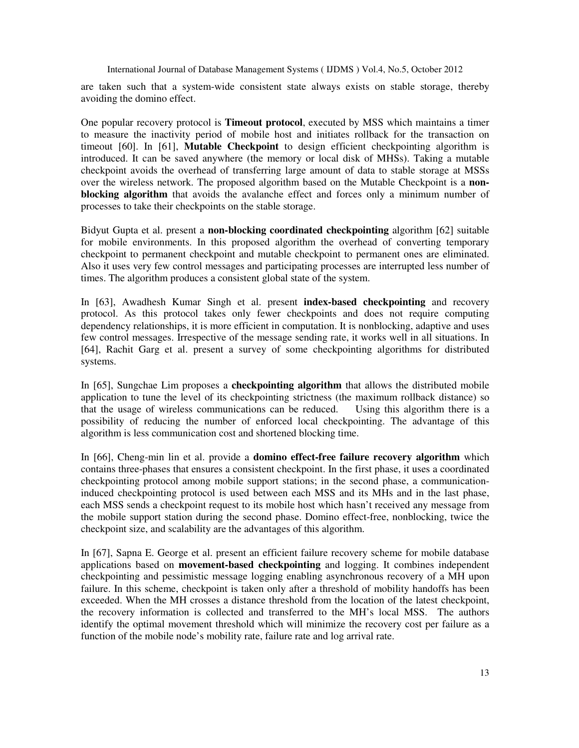are taken such that a system-wide consistent state always exists on stable storage, thereby avoiding the domino effect.

One popular recovery protocol is **Timeout protocol**, executed by MSS which maintains a timer to measure the inactivity period of mobile host and initiates rollback for the transaction on timeout [60]. In [61], **Mutable Checkpoint** to design efficient checkpointing algorithm is introduced. It can be saved anywhere (the memory or local disk of MHSs). Taking a mutable checkpoint avoids the overhead of transferring large amount of data to stable storage at MSSs over the wireless network. The proposed algorithm based on the Mutable Checkpoint is a **non-blocking algorithm** that avoids the avalanche effect and forces only a minimum number of processes to take their checkpoints on the stable storage.

Bidyut Gupta et al. present a **non-blocking coordinated checkpointing** algorithm [62] suitable for mobile environments. In this proposed algorithm the overhead of converting temporary checkpoint to permanent checkpoint and mutable checkpoint to permanent ones are eliminated. Also it uses very few control messages and participating processes are interrupted less number of times. The algorithm produces a consistent global state of the system.

In [63], Awadhesh Kumar Singh et al. present **index-based checkpointing** and recovery protocol. As this protocol takes only fewer checkpoints and does not require computing dependency relationships, it is more efficient in computation. It is nonblocking, adaptive and uses few control messages. Irrespective of the message sending rate, it works well in all situations. In [64], Rachit Garg et al. present a survey of some checkpointing algorithms for distributed systems.

In [65], Sungchae Lim proposes a **checkpointing algorithm** that allows the distributed mobile application to tune the level of its checkpointing strictness (the maximum rollback distance) so that the usage of wireless communications can be reduced. Using this algorithm there is a possibility of reducing the number of enforced local checkpointing. The advantage of this algorithm is less communication cost and shortened blocking time.

In [66], Cheng-min lin et al. provide a **domino effect-free failure recovery algorithm** which contains three-phases that ensures a consistent checkpoint. In the first phase, it uses a coordinated checkpointing protocol among mobile support stations; in the second phase, a communication-induced checkpointing protocol is used between each MSS and its MHs and in the last phase, each MSS sends a checkpoint request to its mobile host which hasn't received any message from the mobile support station during the second phase. Domino effect-free, nonblocking, twice the checkpoint size, and scalability are the advantages of this algorithm.

In [67], Sapna E. George et al. present an efficient failure recovery scheme for mobile database applications based on **movement-based checkpointing** and logging. It combines independent checkpointing and pessimistic message logging enabling asynchronous recovery of a MH upon failure. In this scheme, checkpoint is taken only after a threshold of mobility handoffs has been exceeded. When the MH crosses a distance threshold from the location of the latest checkpoint, the recovery information is collected and transferred to the MH's local MSS. The authors identify the optimal movement threshold which will minimize the recovery cost per failure as a function of the mobile node's mobility rate, failure rate and log arrival rate.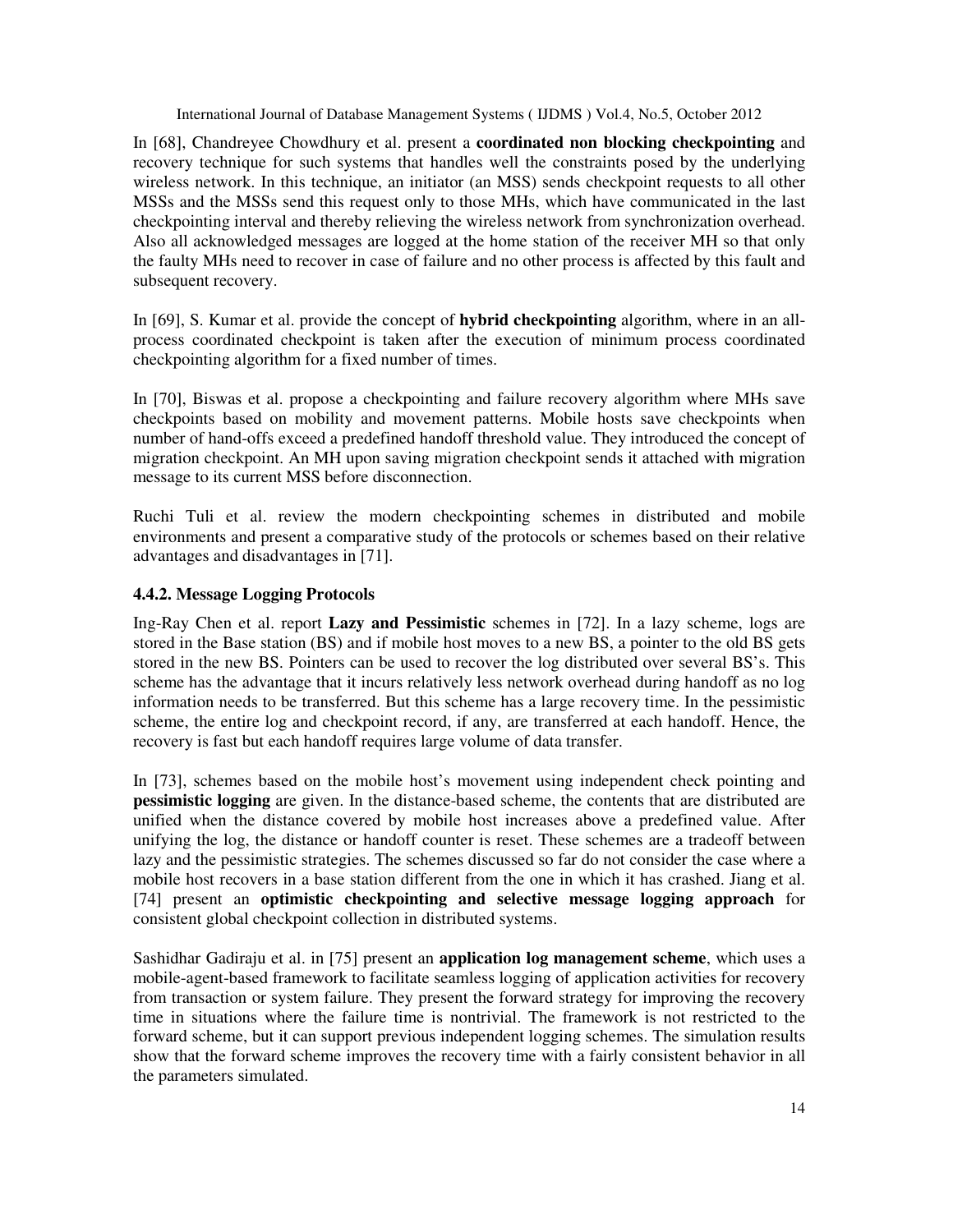In [68], Chandreyee Chowdhury et al. present a **coordinated non blocking checkpointing** and recovery technique for such systems that handles well the constraints posed by the underlying wireless network. In this technique, an initiator (an MSS) sends checkpoint requests to all other MSSs and the MSSs send this request only to those MHs, which have communicated in the last checkpointing interval and thereby relieving the wireless network from synchronization overhead. Also all acknowledged messages are logged at the home station of the receiver MH so that only the faulty MHs need to recover in case of failure and no other process is affected by this fault and subsequent recovery.

In [69], S. Kumar et al. provide the concept of **hybrid checkpointing** algorithm, where in an all-process coordinated checkpoint is taken after the execution of minimum process coordinated checkpointing algorithm for a fixed number of times.

In [70], Biswas et al. propose a checkpointing and failure recovery algorithm where MHs save checkpoints based on mobility and movement patterns. Mobile hosts save checkpoints when number of hand-offs exceed a predefined handoff threshold value. They introduced the concept of migration checkpoint. An MH upon saving migration checkpoint sends it attached with migration message to its current MSS before disconnection.

Ruchi Tuli et al. review the modern checkpointing schemes in distributed and mobile environments and present a comparative study of the protocols or schemes based on their relative advantages and disadvantages in [71].

### 4.4.2. Message Logging Protocols

Ing-Ray Chen et al. report **Lazy and Pessimistic** schemes in [72]. In a lazy scheme, logs are stored in the Base station (BS) and if mobile host moves to a new BS, a pointer to the old BS gets stored in the new BS. Pointers can be used to recover the log distributed over several BS's. This scheme has the advantage that it incurs relatively less network overhead during handoff as no log information needs to be transferred. But this scheme has a large recovery time. In the pessimistic scheme, the entire log and checkpoint record, if any, are transferred at each handoff. Hence, the recovery is fast but each handoff requires large volume of data transfer.

In [73], schemes based on the mobile host's movement using independent check pointing and **pessimistic logging** are given. In the distance-based scheme, the contents that are distributed are unified when the distance covered by mobile host increases above a predefined value. After unifying the log, the distance or handoff counter is reset. These schemes are a tradeoff between lazy and the pessimistic strategies. The schemes discussed so far do not consider the case where a mobile host recovers in a base station different from the one in which it has crashed. Jiang et al. [74] present an **optimistic checkpointing and selective message logging approach** for consistent global checkpoint collection in distributed systems.

Sashidhar Gadiraju et al. in [75] present an **application log management scheme**, which uses a mobile-agent-based framework to facilitate seamless logging of application activities for recovery from transaction or system failure. They present the forward strategy for improving the recovery time in situations where the failure time is nontrivial. The framework is not restricted to the forward scheme, but it can support previous independent logging schemes. The simulation results show that the forward scheme improves the recovery time with a fairly consistent behavior in all the parameters simulated.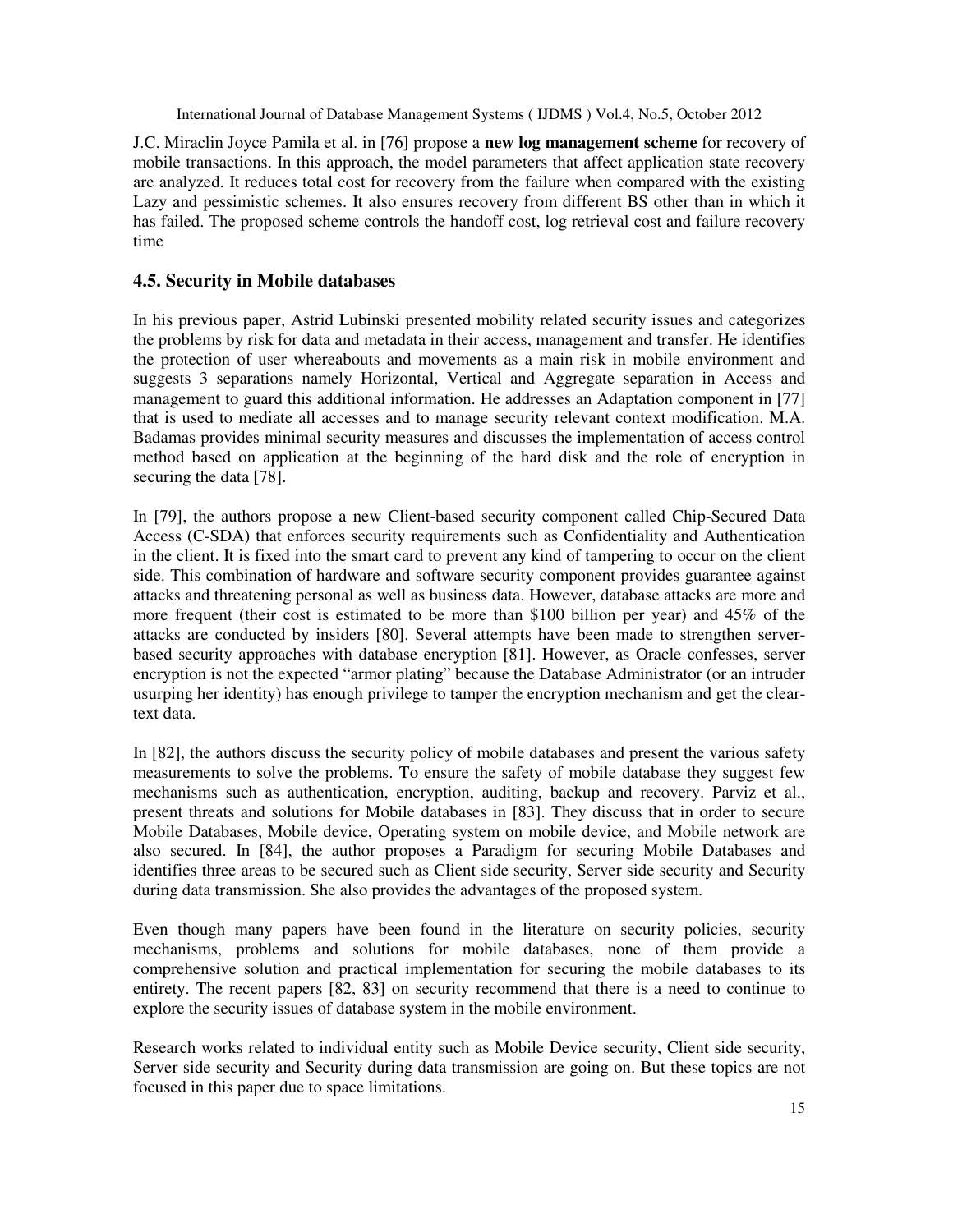J.C. Miraclin Joyce Pamila et al. in [76] propose a **new log management scheme** for recovery of mobile transactions. In this approach, the model parameters that affect application state recovery are analyzed. It reduces total cost for recovery from the failure when compared with the existing Lazy and pessimistic schemes. It also ensures recovery from different BS other than in which it has failed. The proposed scheme controls the handoff cost, log retrieval cost and failure recovery time

### 4.5. Security in Mobile databases

In his previous paper, Astrid Lubinski presented mobility related security issues and categorizes the problems by risk for data and metadata in their access, management and transfer. He identifies the protection of user whereabouts and movements as a main risk in mobile environment and suggests 3 separations namely Horizontal, Vertical and Aggregate separation in Access and management to guard this additional information. He addresses an Adaptation component in [77] that is used to mediate all accesses and to manage security relevant context modification. M.A. Badamas provides minimal security measures and discusses the implementation of access control method based on application at the beginning of the hard disk and the role of encryption in securing the data [78].

In [79], the authors propose a new Client-based security component called Chip-Secured Data Access (C-SDA) that enforces security requirements such as Confidentiality and Authentication in the client. It is fixed into the smart card to prevent any kind of tampering to occur on the client side. This combination of hardware and software security component provides guarantee against attacks and threatening personal as well as business data. However, database attacks are more and more frequent (their cost is estimated to be more than $100 billion per year) and 45% of the attacks are conducted by insiders [80]. Several attempts have been made to strengthen server-based security approaches with database encryption [81]. However, as Oracle confesses, server encryption is not the expected "armor plating" because the Database Administrator (or an intruder usurping her identity) has enough privilege to tamper the encryption mechanism and get the clear-text data.

In [82], the authors discuss the security policy of mobile databases and present the various safety measurements to solve the problems. To ensure the safety of mobile database they suggest few mechanisms such as authentication, encryption, auditing, backup and recovery. Parviz et al., present threats and solutions for Mobile databases in [83]. They discuss that in order to secure Mobile Databases, Mobile device, Operating system on mobile device, and Mobile network are also secured. In [84], the author proposes a Paradigm for securing Mobile Databases and identifies three areas to be secured such as Client side security, Server side security and Security during data transmission. She also provides the advantages of the proposed system.

Even though many papers have been found in the literature on security policies, security mechanisms, problems and solutions for mobile databases, none of them provide a comprehensive solution and practical implementation for securing the mobile databases to its entirety. The recent papers [82, 83] on security recommend that there is a need to continue to explore the security issues of database system in the mobile environment.

Research works related to individual entity such as Mobile Device security, Client side security, Server side security and Security during data transmission are going on. But these topics are not focused in this paper due to space limitations.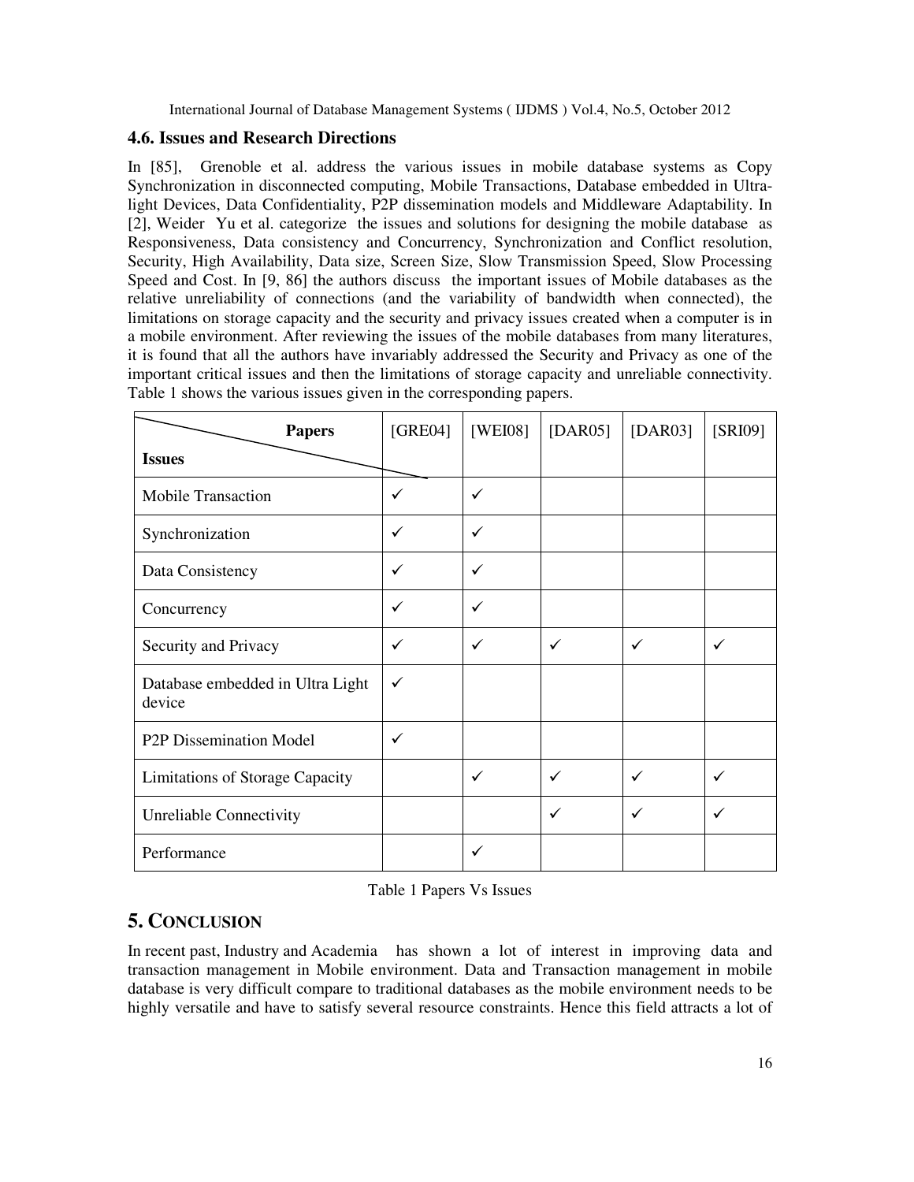### 4.6. Issues and Research Directions

In [85], Grenoble et al. address the various issues in mobile database systems as Copy Synchronization in disconnected computing, Mobile Transactions, Database embedded in Ultra-light Devices, Data Confidentiality, P2P dissemination models and Middleware Adaptability. In [2], Weider Yu et al. categorize the issues and solutions for designing the mobile database as Responsiveness, Data consistency and Concurrency, Synchronization and Conflict resolution, Security, High Availability, Data size, Screen Size, Slow Transmission Speed, Slow Processing Speed and Cost. In [9, 86] the authors discuss the important issues of Mobile databases as the relative unreliability of connections (and the variability of bandwidth when connected), the limitations on storage capacity and the security and privacy issues created when a computer is in a mobile environment. After reviewing the issues of the mobile databases from many literatures, it is found that all the authors have invariably addressed the Security and Privacy as one of the important critical issues and then the limitations of storage capacity and unreliable connectivity. Table 1 shows the various issues given in the corresponding papers.

| Issues \ Papers | [GRE04] | [WEI08] | [DAR05] | [DAR03] | [SRI09] |
|---|---|---|---|---|---|
| Mobile Transaction | ✓ | ✓ | | | |
| Synchronization | ✓ | ✓ | | | |
| Data Consistency | ✓ | ✓ | | | |
| Concurrency | ✓ | ✓ | | | |
| Security and Privacy | ✓ | ✓ | ✓ | ✓ | ✓ |
| Database embedded in Ultra Light device | ✓ | | | | |
| P2P Dissemination Model | ✓ | | | | |
| Limitations of Storage Capacity | | ✓ | ✓ | ✓ | ✓ |
| Unreliable Connectivity | | | ✓ | ✓ | ✓ |
| Performance | | ✓ | | | |

Table 1 Papers Vs Issues

## 5. CONCLUSION

In recent past, Industry and Academia has shown a lot of interest in improving data and transaction management in Mobile environment. Data and Transaction management in mobile database is very difficult compare to traditional databases as the mobile environment needs to be highly versatile and have to satisfy several resource constraints. Hence this field attracts a lot of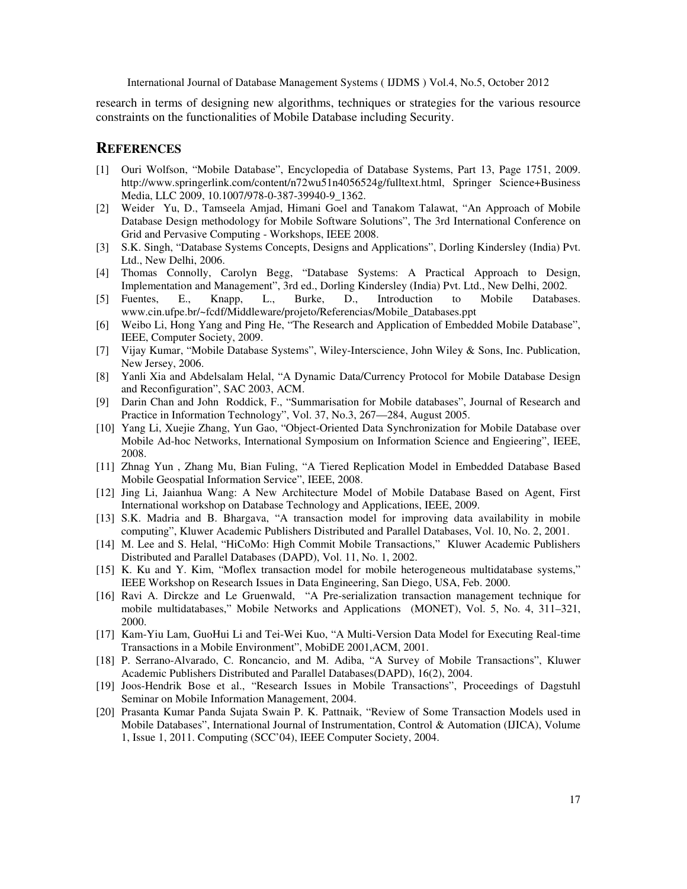research in terms of designing new algorithms, techniques or strategies for the various resource constraints on the functionalities of Mobile Database including Security.

## REFERENCES

[1] Ouri Wolfson, "Mobile Database", Encyclopedia of Database Systems, Part 13, Page 1751, 2009. http://www.springerlink.com/content/n72wu51n4056524g/fulltext.html, Springer Science+Business Media, LLC 2009, 10.1007/978-0-387-39940-9_1362.

[2] Weider Yu, D., Tamseela Amjad, Himani Goel and Tanakom Talawat, "An Approach of Mobile Database Design methodology for Mobile Software Solutions", The 3rd International Conference on Grid and Pervasive Computing - Workshops, IEEE 2008.

[3] S.K. Singh, "Database Systems Concepts, Designs and Applications", Dorling Kindersley (India) Pvt. Ltd., New Delhi, 2006.

[4] Thomas Connolly, Carolyn Begg, "Database Systems: A Practical Approach to Design, Implementation and Management", 3rd ed., Dorling Kindersley (India) Pvt. Ltd., New Delhi, 2002.

[5] Fuentes, E., Knapp, L., Burke, D., Introduction to Mobile Databases. www.cin.ufpe.br/~fcdf/Middleware/projeto/Referencias/Mobile_Databases.ppt

[6] Weibo Li, Hong Yang and Ping He, "The Research and Application of Embedded Mobile Database", IEEE, Computer Society, 2009.

[7] Vijay Kumar, "Mobile Database Systems", Wiley-Interscience, John Wiley & Sons, Inc. Publication, New Jersey, 2006.

[8] Yanli Xia and Abdelsalam Helal, "A Dynamic Data/Currency Protocol for Mobile Database Design and Reconfiguration", SAC 2003, ACM.

[9] Darin Chan and John Roddick, F., "Summarisation for Mobile databases", Journal of Research and Practice in Information Technology", Vol. 37, No.3, 267—284, August 2005.

[10] Yang Li, Xuejie Zhang, Yun Gao, "Object-Oriented Data Synchronization for Mobile Database over Mobile Ad-hoc Networks, International Symposium on Information Science and Engieering", IEEE, 2008.

[11] Zhnag Yun , Zhang Mu, Bian Fuling, "A Tiered Replication Model in Embedded Database Based Mobile Geospatial Information Service", IEEE, 2008.

[12] Jing Li, Jaianhua Wang: A New Architecture Model of Mobile Database Based on Agent, First International workshop on Database Technology and Applications, IEEE, 2009.

[13] S.K. Madria and B. Bhargava, "A transaction model for improving data availability in mobile computing", Kluwer Academic Publishers Distributed and Parallel Databases, Vol. 10, No. 2, 2001.

[14] M. Lee and S. Helal, "HiCoMo: High Commit Mobile Transactions," Kluwer Academic Publishers Distributed and Parallel Databases (DAPD), Vol. 11, No. 1, 2002.

[15] K. Ku and Y. Kim, "Moflex transaction model for mobile heterogeneous multidatabase systems," IEEE Workshop on Research Issues in Data Engineering, San Diego, USA, Feb. 2000.

[16] Ravi A. Dirckze and Le Gruenwald, "A Pre-serialization transaction management technique for mobile multidatabases," Mobile Networks and Applications (MONET), Vol. 5, No. 4, 311–321, 2000.

[17] Kam-Yiu Lam, GuoHui Li and Tei-Wei Kuo, "A Multi-Version Data Model for Executing Real-time Transactions in a Mobile Environment", MobiDE 2001,ACM, 2001.

[18] P. Serrano-Alvarado, C. Roncancio, and M. Adiba, "A Survey of Mobile Transactions", Kluwer Academic Publishers Distributed and Parallel Databases(DAPD), 16(2), 2004.

[19] Joos-Hendrik Bose et al., "Research Issues in Mobile Transactions", Proceedings of Dagstuhl Seminar on Mobile Information Management, 2004.

[20] Prasanta Kumar Panda Sujata Swain P. K. Pattnaik, "Review of Some Transaction Models used in Mobile Databases", International Journal of Instrumentation, Control & Automation (IJICA), Volume 1, Issue 1, 2011. Computing (SCC'04), IEEE Computer Society, 2004.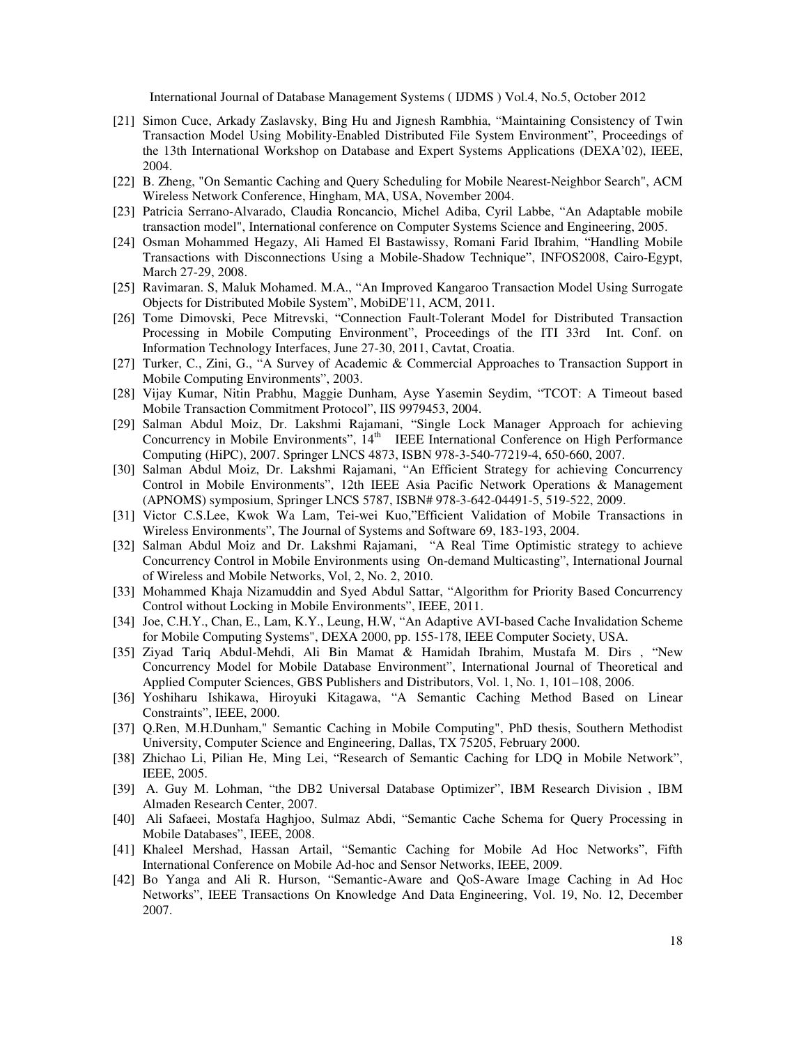- [21] Simon Cuce, Arkady Zaslavsky, Bing Hu and Jignesh Rambhia, "Maintaining Consistency of Twin Transaction Model Using Mobility-Enabled Distributed File System Environment", Proceedings of the 13th International Workshop on Database and Expert Systems Applications (DEXA'02), IEEE, 2004.
- [22] B. Zheng, "On Semantic Caching and Query Scheduling for Mobile Nearest-Neighbor Search", ACM Wireless Network Conference, Hingham, MA, USA, November 2004.
- [23] Patricia Serrano-Alvarado, Claudia Roncancio, Michel Adiba, Cyril Labbe, "An Adaptable mobile transaction model", International conference on Computer Systems Science and Engineering, 2005.
- [24] Osman Mohammed Hegazy, Ali Hamed El Bastawissy, Romani Farid Ibrahim, "Handling Mobile Transactions with Disconnections Using a Mobile-Shadow Technique", INFOS2008, Cairo-Egypt, March 27-29, 2008.
- [25] Ravimaran. S, Maluk Mohamed. M.A., "An Improved Kangaroo Transaction Model Using Surrogate Objects for Distributed Mobile System", MobiDE'11, ACM, 2011.
- [26] Tome Dimovski, Pece Mitrevski, "Connection Fault-Tolerant Model for Distributed Transaction Processing in Mobile Computing Environment", Proceedings of the ITI 33rd Int. Conf. on Information Technology Interfaces, June 27-30, 2011, Cavtat, Croatia.
- [27] Turker, C., Zini, G., "A Survey of Academic & Commercial Approaches to Transaction Support in Mobile Computing Environments", 2003.
- [28] Vijay Kumar, Nitin Prabhu, Maggie Dunham, Ayse Yasemin Seydim, "TCOT: A Timeout based Mobile Transaction Commitment Protocol", IIS 9979453, 2004.
- [29] Salman Abdul Moiz, Dr. Lakshmi Rajamani, "Single Lock Manager Approach for achieving Concurrency in Mobile Environments", 14th IEEE International Conference on High Performance Computing (HiPC), 2007. Springer LNCS 4873, ISBN 978-3-540-77219-4, 650-660, 2007.
- [30] Salman Abdul Moiz, Dr. Lakshmi Rajamani, "An Efficient Strategy for achieving Concurrency Control in Mobile Environments", 12th IEEE Asia Pacific Network Operations & Management (APNOMS) symposium, Springer LNCS 5787, ISBN# 978-3-642-04491-5, 519-522, 2009.
- [31] Victor C.S.Lee, Kwok Wa Lam, Tei-wei Kuo,"Efficient Validation of Mobile Transactions in Wireless Environments", The Journal of Systems and Software 69, 183-193, 2004.
- [32] Salman Abdul Moiz and Dr. Lakshmi Rajamani, "A Real Time Optimistic strategy to achieve Concurrency Control in Mobile Environments using On-demand Multicasting", International Journal of Wireless and Mobile Networks, Vol, 2, No. 2, 2010.
- [33] Mohammed Khaja Nizamuddin and Syed Abdul Sattar, "Algorithm for Priority Based Concurrency Control without Locking in Mobile Environments", IEEE, 2011.
- [34] Joe, C.H.Y., Chan, E., Lam, K.Y., Leung, H.W, "An Adaptive AVI-based Cache Invalidation Scheme for Mobile Computing Systems", DEXA 2000, pp. 155-178, IEEE Computer Society, USA.
- [35] Ziyad Tariq Abdul-Mehdi, Ali Bin Mamat & Hamidah Ibrahim, Mustafa M. Dirs , "New Concurrency Model for Mobile Database Environment", International Journal of Theoretical and Applied Computer Sciences, GBS Publishers and Distributors, Vol. 1, No. 1, 101–108, 2006.
- [36] Yoshiharu Ishikawa, Hiroyuki Kitagawa, "A Semantic Caching Method Based on Linear Constraints", IEEE, 2000.
- [37] Q.Ren, M.H.Dunham," Semantic Caching in Mobile Computing", PhD thesis, Southern Methodist University, Computer Science and Engineering, Dallas, TX 75205, February 2000.
- [38] Zhichao Li, Pilian He, Ming Lei, "Research of Semantic Caching for LDQ in Mobile Network", IEEE, 2005.
- [39] A. Guy M. Lohman, "the DB2 Universal Database Optimizer", IBM Research Division , IBM Almaden Research Center, 2007.
- [40] Ali Safaeei, Mostafa Haghjoo, Sulmaz Abdi, "Semantic Cache Schema for Query Processing in Mobile Databases", IEEE, 2008.
- [41] Khaleel Mershad, Hassan Artail, "Semantic Caching for Mobile Ad Hoc Networks", Fifth International Conference on Mobile Ad-hoc and Sensor Networks, IEEE, 2009.
- [42] Bo Yanga and Ali R. Hurson, "Semantic-Aware and QoS-Aware Image Caching in Ad Hoc Networks", IEEE Transactions On Knowledge And Data Engineering, Vol. 19, No. 12, December 2007.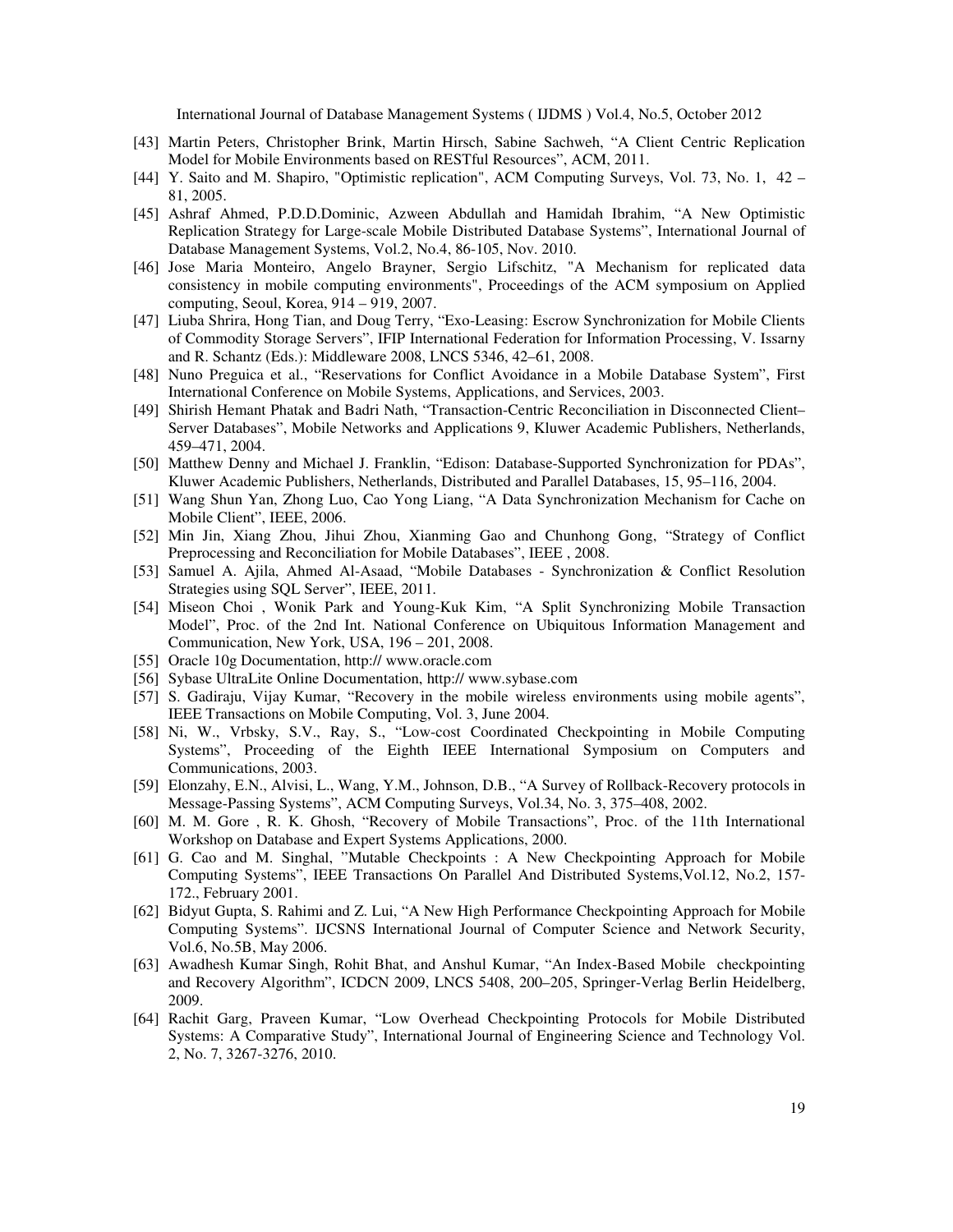[43] Martin Peters, Christopher Brink, Martin Hirsch, Sabine Sachweh, "A Client Centric Replication Model for Mobile Environments based on RESTful Resources", ACM, 2011.

[44] Y. Saito and M. Shapiro, "Optimistic replication", ACM Computing Surveys, Vol. 73, No. 1, 42 – 81, 2005.

[45] Ashraf Ahmed, P.D.D.Dominic, Azween Abdullah and Hamidah Ibrahim, "A New Optimistic Replication Strategy for Large-scale Mobile Distributed Database Systems", International Journal of Database Management Systems, Vol.2, No.4, 86-105, Nov. 2010.

[46] Jose Maria Monteiro, Angelo Brayner, Sergio Lifschitz, "A Mechanism for replicated data consistency in mobile computing environments", Proceedings of the ACM symposium on Applied computing, Seoul, Korea, 914 – 919, 2007.

[47] Liuba Shrira, Hong Tian, and Doug Terry, "Exo-Leasing: Escrow Synchronization for Mobile Clients of Commodity Storage Servers", IFIP International Federation for Information Processing, V. Issarny and R. Schantz (Eds.): Middleware 2008, LNCS 5346, 42–61, 2008.

[48] Nuno Preguica et al., "Reservations for Conflict Avoidance in a Mobile Database System", First International Conference on Mobile Systems, Applications, and Services, 2003.

[49] Shirish Hemant Phatak and Badri Nath, "Transaction-Centric Reconciliation in Disconnected Client–Server Databases", Mobile Networks and Applications 9, Kluwer Academic Publishers, Netherlands, 459–471, 2004.

[50] Matthew Denny and Michael J. Franklin, "Edison: Database-Supported Synchronization for PDAs", Kluwer Academic Publishers, Netherlands, Distributed and Parallel Databases, 15, 95–116, 2004.

[51] Wang Shun Yan, Zhong Luo, Cao Yong Liang, "A Data Synchronization Mechanism for Cache on Mobile Client", IEEE, 2006.

[52] Min Jin, Xiang Zhou, Jihui Zhou, Xianming Gao and Chunhong Gong, "Strategy of Conflict Preprocessing and Reconciliation for Mobile Databases", IEEE , 2008.

[53] Samuel A. Ajila, Ahmed Al-Asaad, "Mobile Databases - Synchronization & Conflict Resolution Strategies using SQL Server", IEEE, 2011.

[54] Miseon Choi , Wonik Park and Young-Kuk Kim, "A Split Synchronizing Mobile Transaction Model", Proc. of the 2nd Int. National Conference on Ubiquitous Information Management and Communication, New York, USA, 196 – 201, 2008.

[55] Oracle 10g Documentation, http:// www.oracle.com

[56] Sybase UltraLite Online Documentation, http:// www.sybase.com

[57] S. Gadiraju, Vijay Kumar, "Recovery in the mobile wireless environments using mobile agents", IEEE Transactions on Mobile Computing, Vol. 3, June 2004.

[58] Ni, W., Vrbsky, S.V., Ray, S., "Low-cost Coordinated Checkpointing in Mobile Computing Systems", Proceeding of the Eighth IEEE International Symposium on Computers and Communications, 2003.

[59] Elonzahy, E.N., Alvisi, L., Wang, Y.M., Johnson, D.B., "A Survey of Rollback-Recovery protocols in Message-Passing Systems", ACM Computing Surveys, Vol.34, No. 3, 375–408, 2002.

[60] M. M. Gore , R. K. Ghosh, "Recovery of Mobile Transactions", Proc. of the 11th International Workshop on Database and Expert Systems Applications, 2000.

[61] G. Cao and M. Singhal, "Mutable Checkpoints : A New Checkpointing Approach for Mobile Computing Systems", IEEE Transactions On Parallel And Distributed Systems,Vol.12, No.2, 157-172., February 2001.

[62] Bidyut Gupta, S. Rahimi and Z. Lui, "A New High Performance Checkpointing Approach for Mobile Computing Systems". IJCSNS International Journal of Computer Science and Network Security, Vol.6, No.5B, May 2006.

[63] Awadhesh Kumar Singh, Rohit Bhat, and Anshul Kumar, "An Index-Based Mobile checkpointing and Recovery Algorithm", ICDCN 2009, LNCS 5408, 200–205, Springer-Verlag Berlin Heidelberg, 2009.

[64] Rachit Garg, Praveen Kumar, "Low Overhead Checkpointing Protocols for Mobile Distributed Systems: A Comparative Study", International Journal of Engineering Science and Technology Vol. 2, No. 7, 3267-3276, 2010.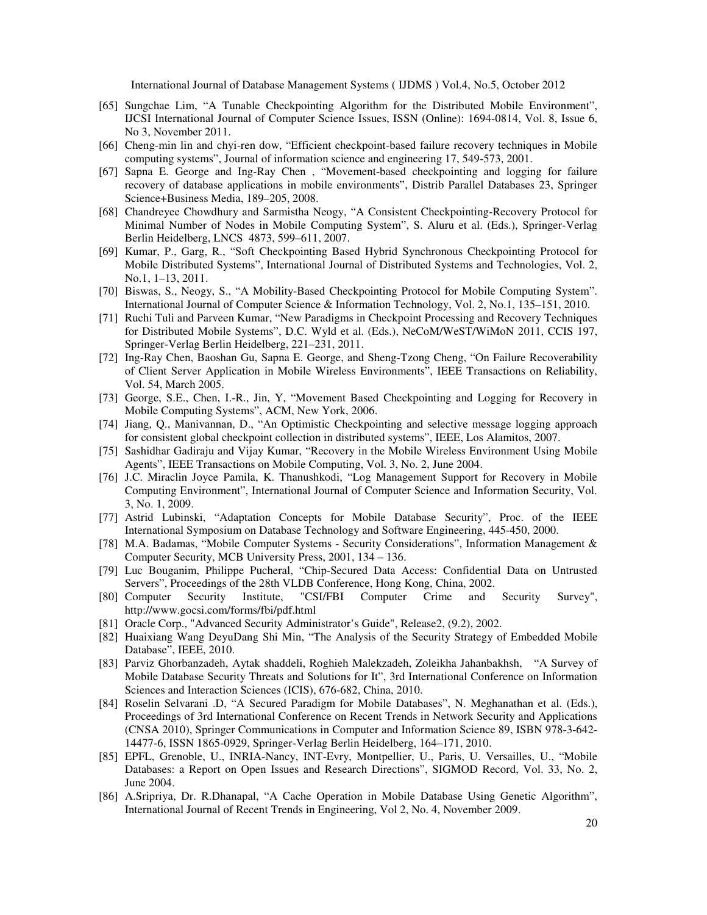[65] Sungchae Lim, "A Tunable Checkpointing Algorithm for the Distributed Mobile Environment", IJCSI International Journal of Computer Science Issues, ISSN (Online): 1694-0814, Vol. 8, Issue 6, No 3, November 2011.

[66] Cheng-min lin and chyi-ren dow, "Efficient checkpoint-based failure recovery techniques in Mobile computing systems", Journal of information science and engineering 17, 549-573, 2001.

[67] Sapna E. George and Ing-Ray Chen , "Movement-based checkpointing and logging for failure recovery of database applications in mobile environments", Distrib Parallel Databases 23, Springer Science+Business Media, 189–205, 2008.

[68] Chandreyee Chowdhury and Sarmistha Neogy, "A Consistent Checkpointing-Recovery Protocol for Minimal Number of Nodes in Mobile Computing System", S. Aluru et al. (Eds.), Springer-Verlag Berlin Heidelberg, LNCS 4873, 599–611, 2007.

[69] Kumar, P., Garg, R., "Soft Checkpointing Based Hybrid Synchronous Checkpointing Protocol for Mobile Distributed Systems", International Journal of Distributed Systems and Technologies, Vol. 2, No.1, 1–13, 2011.

[70] Biswas, S., Neogy, S., "A Mobility-Based Checkpointing Protocol for Mobile Computing System". International Journal of Computer Science & Information Technology, Vol. 2, No.1, 135–151, 2010.

[71] Ruchi Tuli and Parveen Kumar, "New Paradigms in Checkpoint Processing and Recovery Techniques for Distributed Mobile Systems", D.C. Wyld et al. (Eds.), NeCoM/WeST/WiMoN 2011, CCIS 197, Springer-Verlag Berlin Heidelberg, 221–231, 2011.

[72] Ing-Ray Chen, Baoshan Gu, Sapna E. George, and Sheng-Tzong Cheng, "On Failure Recoverability of Client Server Application in Mobile Wireless Environments", IEEE Transactions on Reliability, Vol. 54, March 2005.

[73] George, S.E., Chen, I.-R., Jin, Y, "Movement Based Checkpointing and Logging for Recovery in Mobile Computing Systems", ACM, New York, 2006.

[74] Jiang, Q., Manivannan, D., "An Optimistic Checkpointing and selective message logging approach for consistent global checkpoint collection in distributed systems", IEEE, Los Alamitos, 2007.

[75] Sashidhar Gadiraju and Vijay Kumar, "Recovery in the Mobile Wireless Environment Using Mobile Agents", IEEE Transactions on Mobile Computing, Vol. 3, No. 2, June 2004.

[76] J.C. Miraclin Joyce Pamila, K. Thanushkodi, "Log Management Support for Recovery in Mobile Computing Environment", International Journal of Computer Science and Information Security, Vol. 3, No. 1, 2009.

[77] Astrid Lubinski, "Adaptation Concepts for Mobile Database Security", Proc. of the IEEE International Symposium on Database Technology and Software Engineering, 445-450, 2000.

[78] M.A. Badamas, "Mobile Computer Systems - Security Considerations", Information Management & Computer Security, MCB University Press, 2001, 134 – 136.

[79] Luc Bouganim, Philippe Pucheral, "Chip-Secured Data Access: Confidential Data on Untrusted Servers", Proceedings of the 28th VLDB Conference, Hong Kong, China, 2002.

[80] Computer Security Institute, "CSI/FBI Computer Crime and Security Survey", http://www.gocsi.com/forms/fbi/pdf.html

[81] Oracle Corp., "Advanced Security Administrator's Guide", Release2, (9.2), 2002.

[82] Huaixiang Wang DeyuDang Shi Min, "The Analysis of the Security Strategy of Embedded Mobile Database", IEEE, 2010.

[83] Parviz Ghorbanzadeh, Aytak shaddeli, Roghieh Malekzadeh, Zoleikha Jahanbakhsh, "A Survey of Mobile Database Security Threats and Solutions for It", 3rd International Conference on Information Sciences and Interaction Sciences (ICIS), 676-682, China, 2010.

[84] Roselin Selvarani .D, "A Secured Paradigm for Mobile Databases", N. Meghanathan et al. (Eds.), Proceedings of 3rd International Conference on Recent Trends in Network Security and Applications (CNSA 2010), Springer Communications in Computer and Information Science 89, ISBN 978-3-642-14477-6, ISSN 1865-0929, Springer-Verlag Berlin Heidelberg, 164–171, 2010.

[85] EPFL, Grenoble, U., INRIA-Nancy, INT-Evry, Montpellier, U., Paris, U. Versailles, U., "Mobile Databases: a Report on Open Issues and Research Directions", SIGMOD Record, Vol. 33, No. 2, June 2004.

[86] A.Sripriya, Dr. R.Dhanapal, "A Cache Operation in Mobile Database Using Genetic Algorithm", International Journal of Recent Trends in Engineering, Vol 2, No. 4, November 2009.